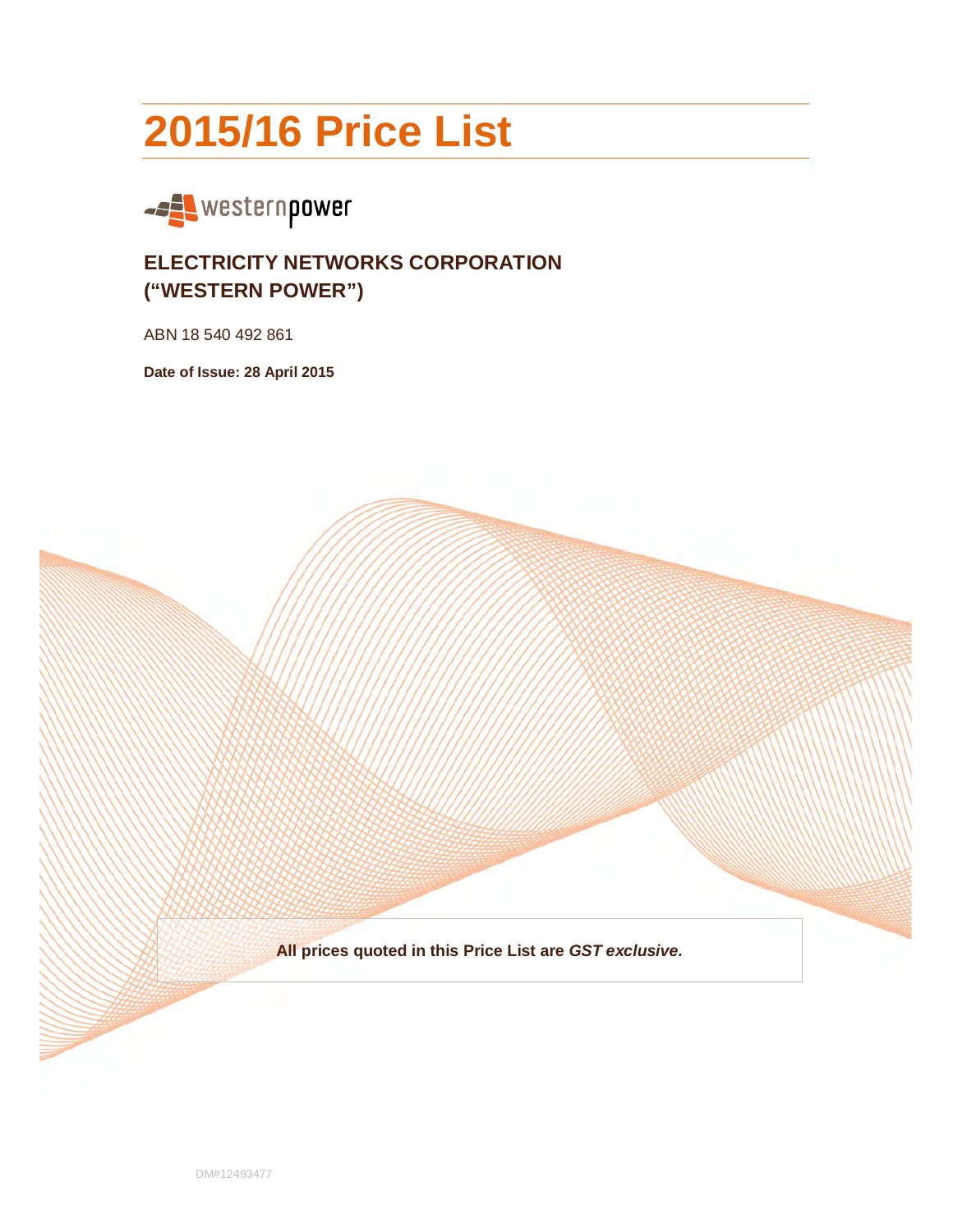# 2015/16 Price List

westernpower

## ELECTRICITY NETWORKS CORPORATION ("WESTERN POWER")

ABN 18 540 492 861

**Date of Issue: 28 April 2015**

**All prices quoted in this Price List are *GST exclusive.***

DM#12493477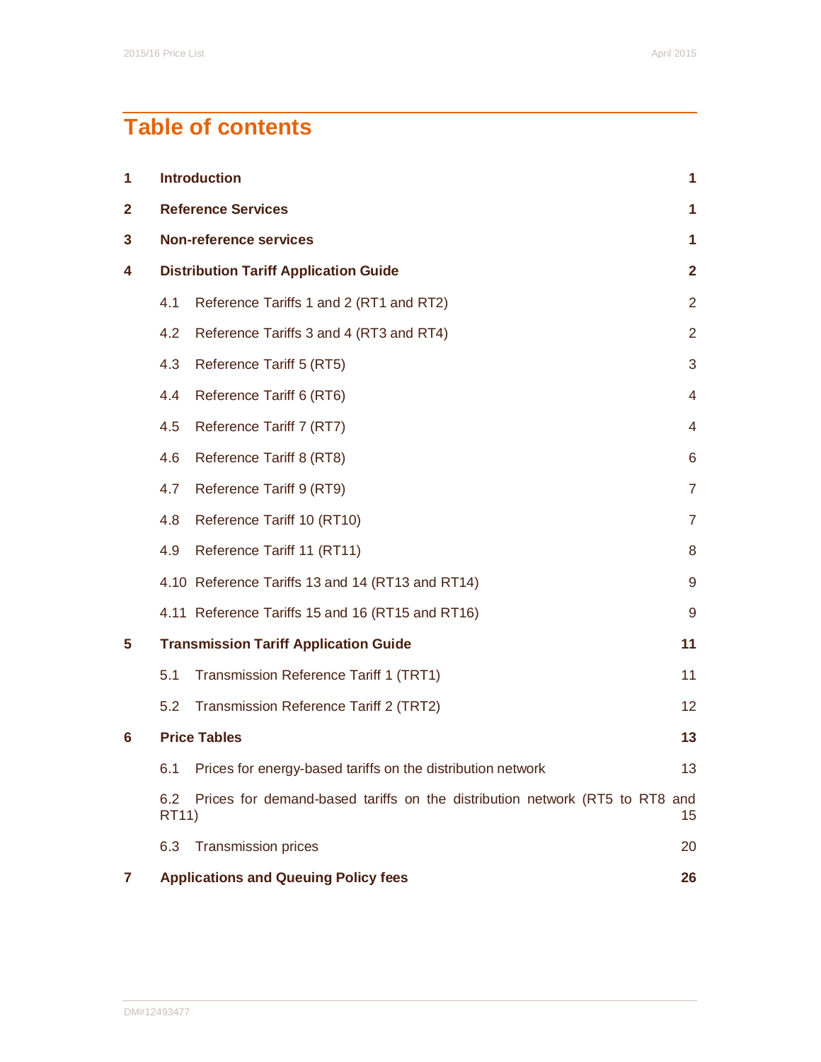# Table of contents

| | | |
|---|---|---|
| **1** | **Introduction** | **1** |
| **2** | **Reference Services** | **1** |
| **3** | **Non-reference services** | **1** |
| **4** | **Distribution Tariff Application Guide** | **2** |
| | 4.1 Reference Tariffs 1 and 2 (RT1 and RT2) | 2 |
| | 4.2 Reference Tariffs 3 and 4 (RT3 and RT4) | 2 |
| | 4.3 Reference Tariff 5 (RT5) | 3 |
| | 4.4 Reference Tariff 6 (RT6) | 4 |
| | 4.5 Reference Tariff 7 (RT7) | 4 |
| | 4.6 Reference Tariff 8 (RT8) | 6 |
| | 4.7 Reference Tariff 9 (RT9) | 7 |
| | 4.8 Reference Tariff 10 (RT10) | 7 |
| | 4.9 Reference Tariff 11 (RT11) | 8 |
| | 4.10 Reference Tariffs 13 and 14 (RT13 and RT14) | 9 |
| | 4.11 Reference Tariffs 15 and 16 (RT15 and RT16) | 9 |
| **5** | **Transmission Tariff Application Guide** | **11** |
| | 5.1 Transmission Reference Tariff 1 (TRT1) | 11 |
| | 5.2 Transmission Reference Tariff 2 (TRT2) | 12 |
| **6** | **Price Tables** | **13** |
| | 6.1 Prices for energy-based tariffs on the distribution network | 13 |
| | 6.2 Prices for demand-based tariffs on the distribution network (RT5 to RT8 and RT11) | 15 |
| | 6.3 Transmission prices | 20 |
| **7** | **Applications and Queuing Policy fees** | **26** |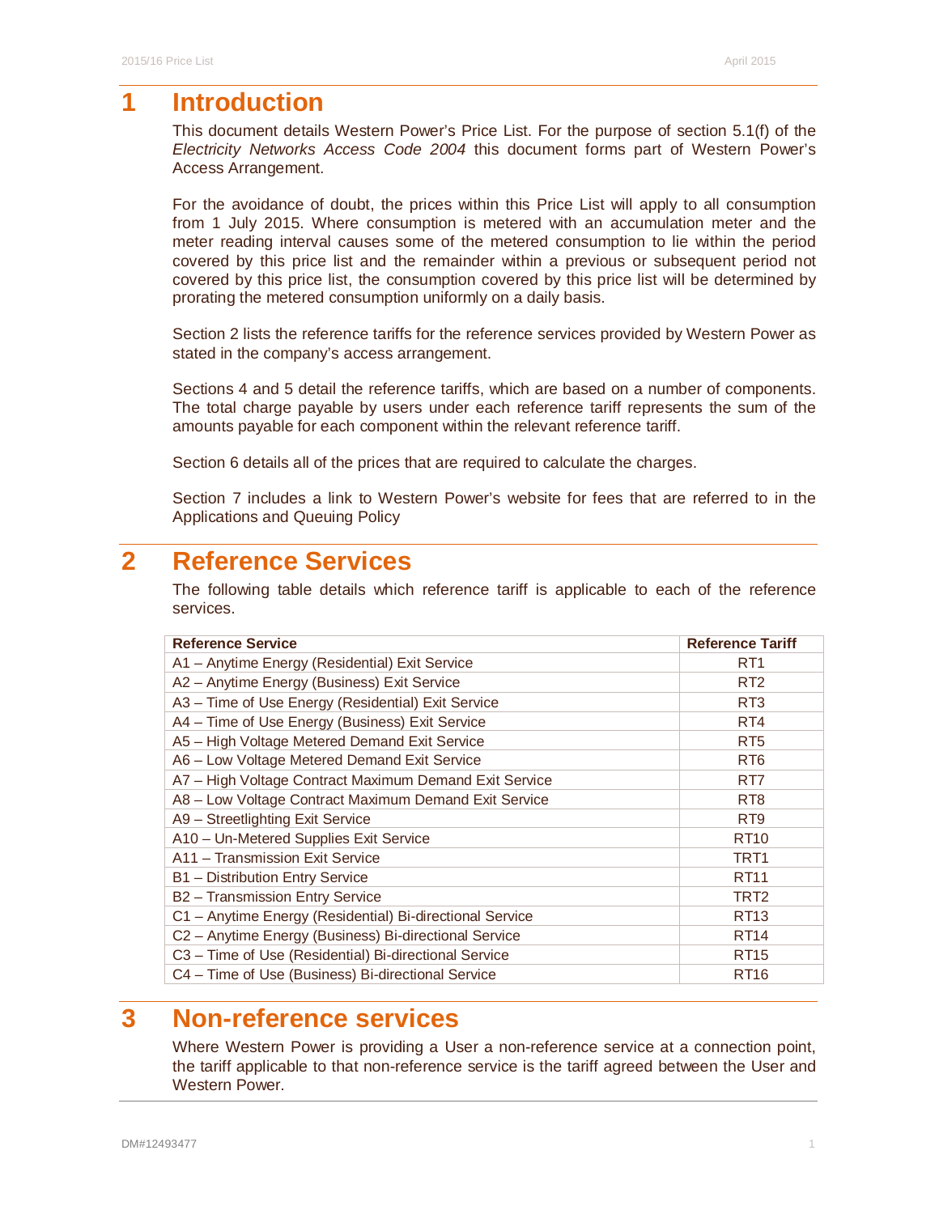# 1 Introduction

This document details Western Power's Price List. For the purpose of section 5.1(f) of the *Electricity Networks Access Code 2004* this document forms part of Western Power's Access Arrangement.

For the avoidance of doubt, the prices within this Price List will apply to all consumption from 1 July 2015. Where consumption is metered with an accumulation meter and the meter reading interval causes some of the metered consumption to lie within the period covered by this price list and the remainder within a previous or subsequent period not covered by this price list, the consumption covered by this price list will be determined by prorating the metered consumption uniformly on a daily basis.

Section 2 lists the reference tariffs for the reference services provided by Western Power as stated in the company's access arrangement.

Sections 4 and 5 detail the reference tariffs, which are based on a number of components. The total charge payable by users under each reference tariff represents the sum of the amounts payable for each component within the relevant reference tariff.

Section 6 details all of the prices that are required to calculate the charges.

Section 7 includes a link to Western Power's website for fees that are referred to in the Applications and Queuing Policy

# 2 Reference Services

The following table details which reference tariff is applicable to each of the reference services.

| Reference Service | Reference Tariff |
|---|---|
| A1 – Anytime Energy (Residential) Exit Service | RT1 |
| A2 – Anytime Energy (Business) Exit Service | RT2 |
| A3 – Time of Use Energy (Residential) Exit Service | RT3 |
| A4 – Time of Use Energy (Business) Exit Service | RT4 |
| A5 – High Voltage Metered Demand Exit Service | RT5 |
| A6 – Low Voltage Metered Demand Exit Service | RT6 |
| A7 – High Voltage Contract Maximum Demand Exit Service | RT7 |
| A8 – Low Voltage Contract Maximum Demand Exit Service | RT8 |
| A9 – Streetlighting Exit Service | RT9 |
| A10 – Un-Metered Supplies Exit Service | RT10 |
| A11 – Transmission Exit Service | TRT1 |
| B1 – Distribution Entry Service | RT11 |
| B2 – Transmission Entry Service | TRT2 |
| C1 – Anytime Energy (Residential) Bi-directional Service | RT13 |
| C2 – Anytime Energy (Business) Bi-directional Service | RT14 |
| C3 – Time of Use (Residential) Bi-directional Service | RT15 |
| C4 – Time of Use (Business) Bi-directional Service | RT16 |

# 3 Non-reference services

Where Western Power is providing a User a non-reference service at a connection point, the tariff applicable to that non-reference service is the tariff agreed between the User and Western Power.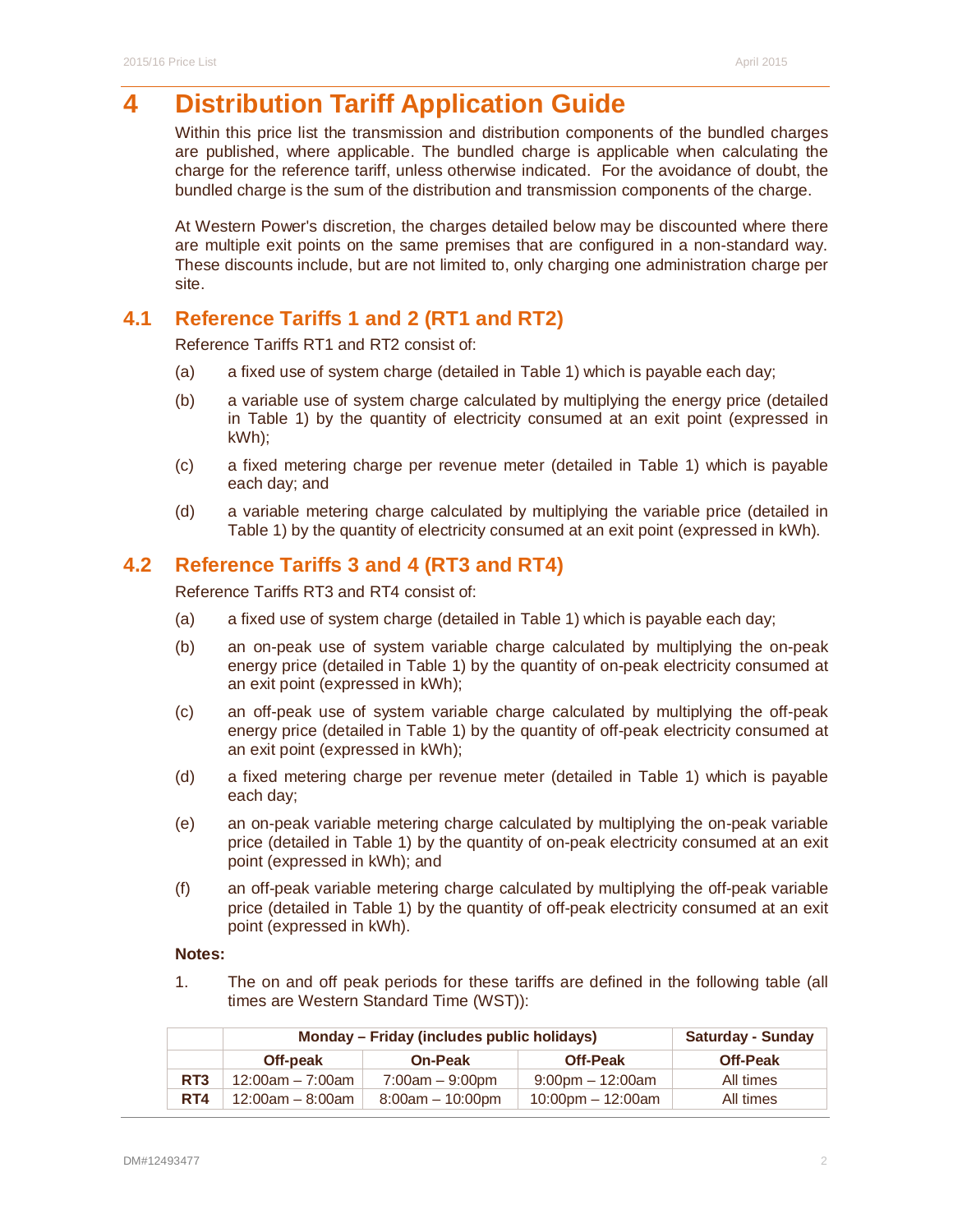# 4 Distribution Tariff Application Guide

Within this price list the transmission and distribution components of the bundled charges are published, where applicable. The bundled charge is applicable when calculating the charge for the reference tariff, unless otherwise indicated. For the avoidance of doubt, the bundled charge is the sum of the distribution and transmission components of the charge.

At Western Power's discretion, the charges detailed below may be discounted where there are multiple exit points on the same premises that are configured in a non-standard way. These discounts include, but are not limited to, only charging one administration charge per site.

## 4.1 Reference Tariffs 1 and 2 (RT1 and RT2)

Reference Tariffs RT1 and RT2 consist of:

(a) a fixed use of system charge (detailed in Table 1) which is payable each day;

(b) a variable use of system charge calculated by multiplying the energy price (detailed in Table 1) by the quantity of electricity consumed at an exit point (expressed in kWh);

(c) a fixed metering charge per revenue meter (detailed in Table 1) which is payable each day; and

(d) a variable metering charge calculated by multiplying the variable price (detailed in Table 1) by the quantity of electricity consumed at an exit point (expressed in kWh).

## 4.2 Reference Tariffs 3 and 4 (RT3 and RT4)

Reference Tariffs RT3 and RT4 consist of:

(a) a fixed use of system charge (detailed in Table 1) which is payable each day;

(b) an on-peak use of system variable charge calculated by multiplying the on-peak energy price (detailed in Table 1) by the quantity of on-peak electricity consumed at an exit point (expressed in kWh);

(c) an off-peak use of system variable charge calculated by multiplying the off-peak energy price (detailed in Table 1) by the quantity of off-peak electricity consumed at an exit point (expressed in kWh);

(d) a fixed metering charge per revenue meter (detailed in Table 1) which is payable each day;

(e) an on-peak variable metering charge calculated by multiplying the on-peak variable price (detailed in Table 1) by the quantity of on-peak electricity consumed at an exit point (expressed in kWh); and

(f) an off-peak variable metering charge calculated by multiplying the off-peak variable price (detailed in Table 1) by the quantity of off-peak electricity consumed at an exit point (expressed in kWh).

**Notes:**

1. The on and off peak periods for these tariffs are defined in the following table (all times are Western Standard Time (WST)):

| | Monday – Friday (includes public holidays) | | | Saturday - Sunday |
|---|---|---|---|---|
| | **Off-peak** | **On-Peak** | **Off-Peak** | **Off-Peak** |
| **RT3** | 12:00am – 7:00am | 7:00am – 9:00pm | 9:00pm – 12:00am | All times |
| **RT4** | 12:00am – 8:00am | 8:00am – 10:00pm | 10:00pm – 12:00am | All times |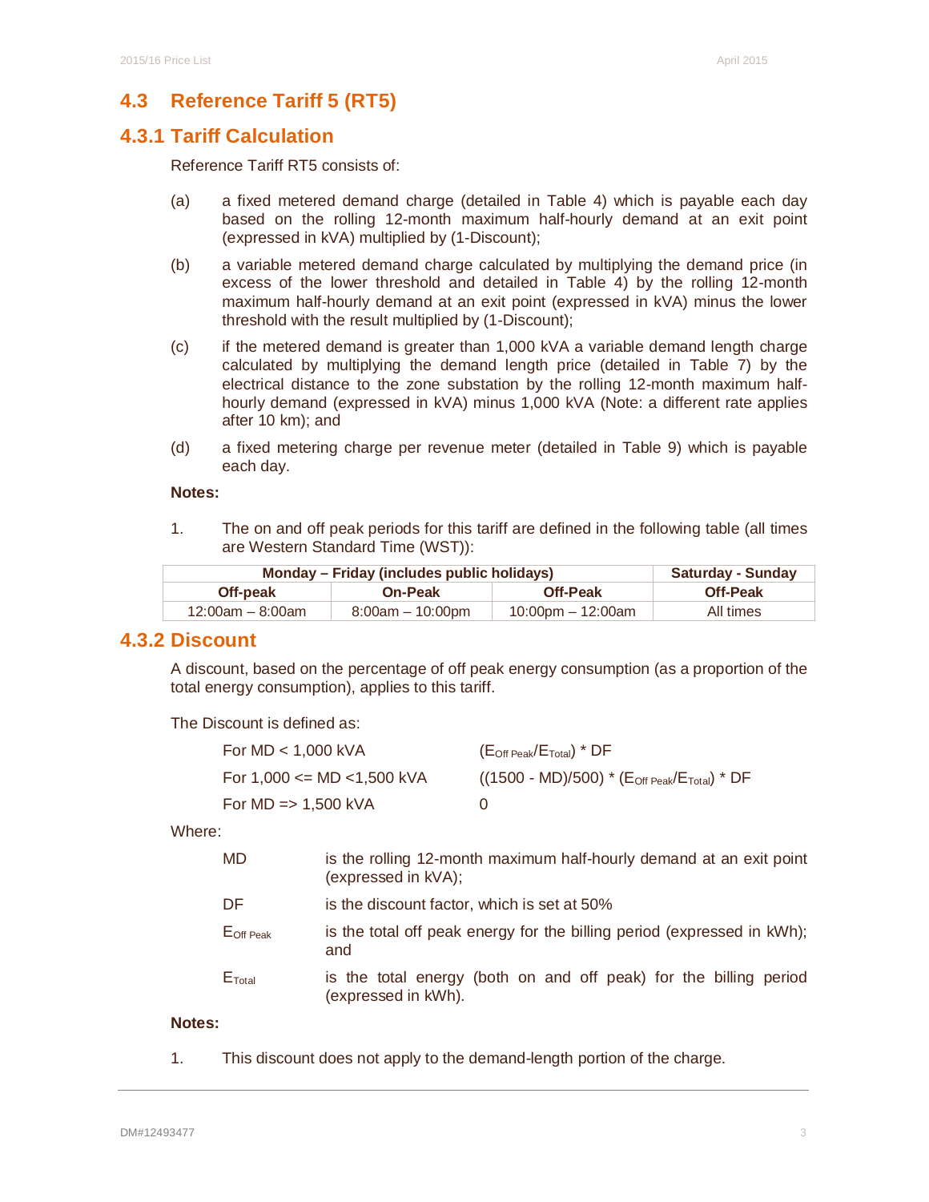## 4.3 Reference Tariff 5 (RT5)

### 4.3.1 Tariff Calculation

Reference Tariff RT5 consists of:

(a) a fixed metered demand charge (detailed in Table 4) which is payable each day based on the rolling 12-month maximum half-hourly demand at an exit point (expressed in kVA) multiplied by (1-Discount);

(b) a variable metered demand charge calculated by multiplying the demand price (in excess of the lower threshold and detailed in Table 4) by the rolling 12-month maximum half-hourly demand at an exit point (expressed in kVA) minus the lower threshold with the result multiplied by (1-Discount);

(c) if the metered demand is greater than 1,000 kVA a variable demand length charge calculated by multiplying the demand length price (detailed in Table 7) by the electrical distance to the zone substation by the rolling 12-month maximum half-hourly demand (expressed in kVA) minus 1,000 kVA (Note: a different rate applies after 10 km); and

(d) a fixed metering charge per revenue meter (detailed in Table 9) which is payable each day.

**Notes:**

1. The on and off peak periods for this tariff are defined in the following table (all times are Western Standard Time (WST)):

| Monday – Friday (includes public holidays) | | | Saturday - Sunday |
|---|---|---|---|
| **Off-peak** | **On-Peak** | **Off-Peak** | **Off-Peak** |
| 12:00am – 8:00am | 8:00am – 10:00pm | 10:00pm – 12:00am | All times |

### 4.3.2 Discount

A discount, based on the percentage of off peak energy consumption (as a proportion of the total energy consumption), applies to this tariff.

The Discount is defined as:

| | |
|---|---|
| For MD < 1,000 kVA | $(E_{Off\ Peak}/E_{Total}) * DF$ |
| For 1,000 <= MD <1,500 kVA | $((1500 - MD)/500) * (E_{Off\ Peak}/E_{Total}) * DF$ |
| For MD => 1,500 kVA | 0 |

Where:

| | |
|---|---|
| MD | is the rolling 12-month maximum half-hourly demand at an exit point (expressed in kVA); |
| DF | is the discount factor, which is set at 50% |
| $E_{Off\ Peak}$ | is the total off peak energy for the billing period (expressed in kWh); and |
| $E_{Total}$ | is the total energy (both on and off peak) for the billing period (expressed in kWh). |

**Notes:**

1. This discount does not apply to the demand-length portion of the charge.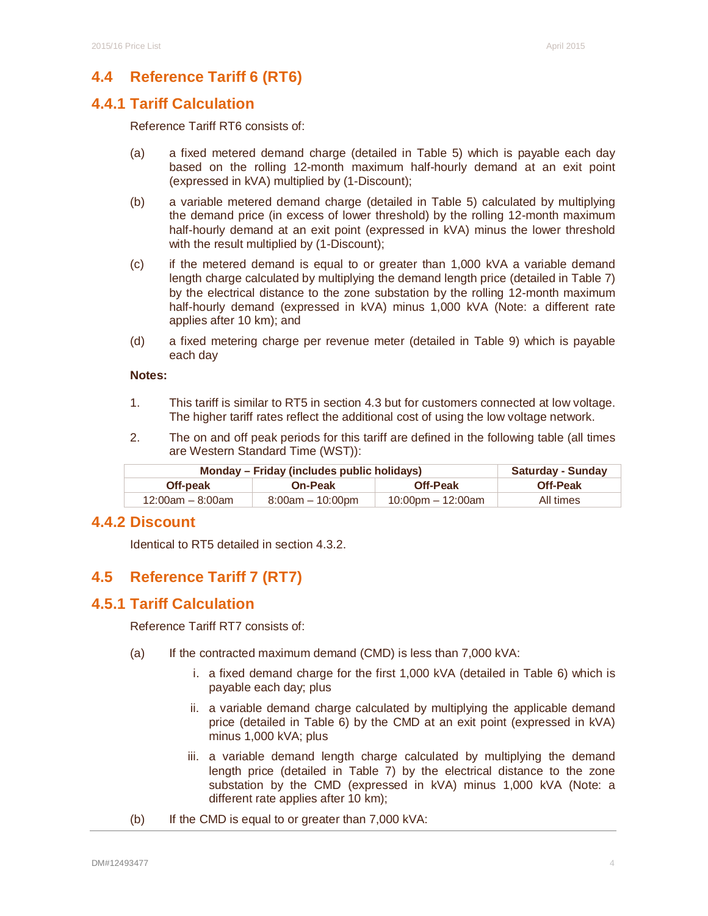## 4.4 Reference Tariff 6 (RT6)

### 4.4.1 Tariff Calculation

Reference Tariff RT6 consists of:

(a) a fixed metered demand charge (detailed in Table 5) which is payable each day based on the rolling 12-month maximum half-hourly demand at an exit point (expressed in kVA) multiplied by (1-Discount);

(b) a variable metered demand charge (detailed in Table 5) calculated by multiplying the demand price (in excess of lower threshold) by the rolling 12-month maximum half-hourly demand at an exit point (expressed in kVA) minus the lower threshold with the result multiplied by (1-Discount);

(c) if the metered demand is equal to or greater than 1,000 kVA a variable demand length charge calculated by multiplying the demand length price (detailed in Table 7) by the electrical distance to the zone substation by the rolling 12-month maximum half-hourly demand (expressed in kVA) minus 1,000 kVA (Note: a different rate applies after 10 km); and

(d) a fixed metering charge per revenue meter (detailed in Table 9) which is payable each day

**Notes:**

1. This tariff is similar to RT5 in section 4.3 but for customers connected at low voltage. The higher tariff rates reflect the additional cost of using the low voltage network.

2. The on and off peak periods for this tariff are defined in the following table (all times are Western Standard Time (WST)):

| Monday – Friday (includes public holidays) | | | Saturday - Sunday |
|---|---|---|---|
| **Off-peak** | **On-Peak** | **Off-Peak** | **Off-Peak** |
| 12:00am – 8:00am | 8:00am – 10:00pm | 10:00pm – 12:00am | All times |

### 4.4.2 Discount

Identical to RT5 detailed in section 4.3.2.

## 4.5 Reference Tariff 7 (RT7)

### 4.5.1 Tariff Calculation

Reference Tariff RT7 consists of:

(a) If the contracted maximum demand (CMD) is less than 7,000 kVA:

  i. a fixed demand charge for the first 1,000 kVA (detailed in Table 6) which is payable each day; plus

  ii. a variable demand charge calculated by multiplying the applicable demand price (detailed in Table 6) by the CMD at an exit point (expressed in kVA) minus 1,000 kVA; plus

  iii. a variable demand length charge calculated by multiplying the demand length price (detailed in Table 7) by the electrical to the zone substation by the CMD (expressed in kVA) minus 1,000 kVA (Note: a different rate applies after 10 km);

(b) If the CMD is equal to or greater than 7,000 kVA: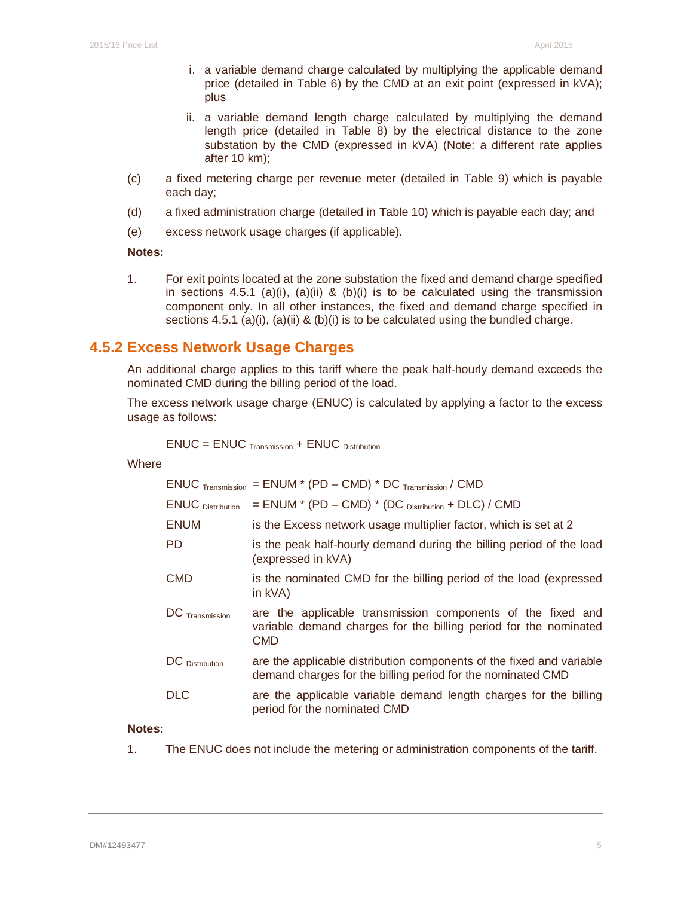i. a variable demand charge calculated by multiplying the applicable demand price (detailed in Table 6) by the CMD at an exit point (expressed in kVA); plus

ii. a variable demand length charge calculated by multiplying the demand length price (detailed in Table 8) by the electrical distance to the zone substation by the CMD (expressed in kVA) (Note: a different rate applies after 10 km);

(c) a fixed metering charge per revenue meter (detailed in Table 9) which is payable each day;

(d) a fixed administration charge (detailed in Table 10) which is payable each day; and

(e) excess network usage charges (if applicable).

**Notes:**

1. For exit points located at the zone substation the fixed and demand charge specified in sections 4.5.1 (a)(i), (a)(ii) & (b)(i) is to be calculated using the transmission component only. In all other instances, the fixed and demand charge specified in sections 4.5.1 (a)(i), (a)(ii) & (b)(i) is to be calculated using the bundled charge.

## 4.5.2 Excess Network Usage Charges

An additional charge applies to this tariff where the peak half-hourly demand exceeds the nominated CMD during the billing period of the load.

The excess network usage charge (ENUC) is calculated by applying a factor to the excess usage as follows:

$$ENUC = ENUC_{Transmission} + ENUC_{Distribution}$$

Where

| | |
|---|---|
| $ENUC_{Transmission}$ | $= ENUM * (PD – CMD) * DC_{Transmission} / CMD$ |
| $ENUC_{Distribution}$ | $= ENUM * (PD – CMD) * (DC_{Distribution} + DLC) / CMD$ |
| ENUM | is the Excess network usage multiplier factor, which is set at 2 |
| PD | is the peak half-hourly demand during the billing period of the load (expressed in kVA) |
| CMD | is the nominated CMD for the billing period of the load (expressed in kVA) |
| $DC_{Transmission}$ | are the applicable transmission components of the fixed and variable demand charges for the billing period for the nominated CMD |
| $DC_{Distribution}$ | are the applicable distribution components of the fixed and variable demand charges for the billing period for the nominated CMD |
| DLC | are the applicable variable demand length charges for the billing period for the nominated CMD |

**Notes:**

1. The ENUC does not include the metering or administration components of the tariff.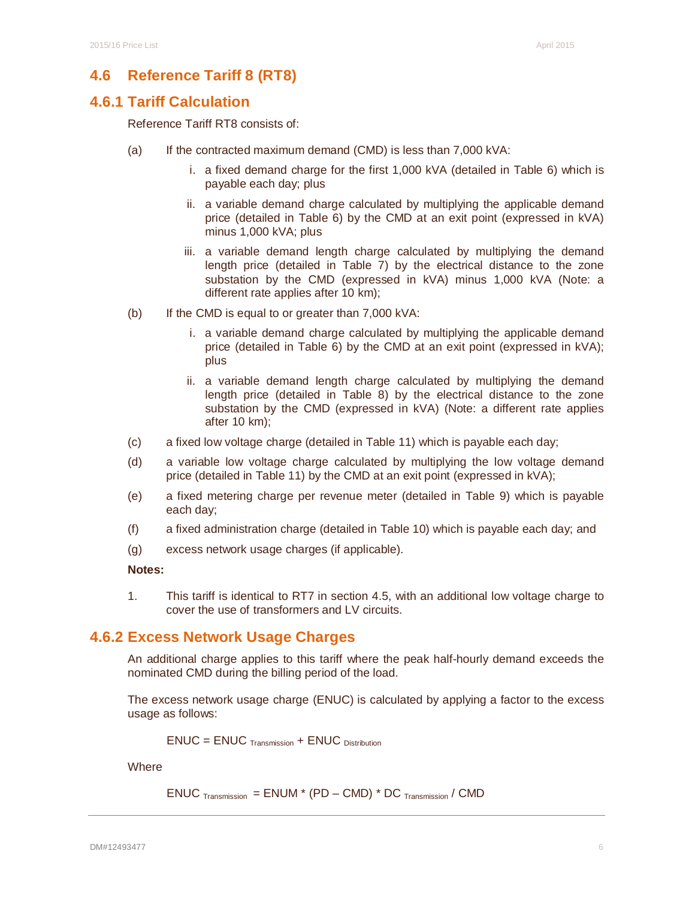## 4.6 Reference Tariff 8 (RT8)

### 4.6.1 Tariff Calculation

Reference Tariff RT8 consists of:

(a) If the contracted maximum demand (CMD) is less than 7,000 kVA:

   i. a fixed demand charge for the first 1,000 kVA (detailed in Table 6) which is payable each day; plus

   ii. a variable demand charge calculated by multiplying the applicable demand price (detailed in Table 6) by the CMD at an exit point (expressed in kVA) minus 1,000 kVA; plus

   iii. a variable demand length charge calculated by multiplying the demand length price (detailed in Table 7) by the electrical distance to the zone substation by the CMD (expressed in kVA) minus 1,000 kVA (Note: a different rate applies after 10 km);

(b) If the CMD is equal to or greater than 7,000 kVA:

   i. a variable demand charge calculated by multiplying the applicable demand price (detailed in Table 6) by the CMD at an exit point (expressed in kVA); plus

   ii. a variable demand length charge calculated by multiplying the demand length price (detailed in Table 8) by the electrical distance to the zone substation by the CMD (expressed in kVA) (Note: a different rate applies after 10 km);

(c) a fixed low voltage charge (detailed in Table 11) which is payable each day;

(d) a variable low voltage charge calculated by multiplying the low voltage demand price (detailed in Table 11) by the CMD at an exit point (expressed in kVA);

(e) a fixed metering charge per revenue meter (detailed in Table 9) which is payable each day;

(f) a fixed administration charge (detailed in Table 10) which is payable each day; and

(g) excess network usage charges (if applicable).

**Notes:**

1. This tariff is identical to RT7 in section 4.5, with an additional low voltage charge to cover the use of transformers and LV circuits.

### 4.6.2 Excess Network Usage Charges

An additional charge applies to this tariff where the peak half-hourly demand exceeds the nominated CMD during the billing period of the load.

The excess network usage charge (ENUC) is calculated by applying a factor to the excess usage as follows:

$$ENUC = ENUC_{Transmission} + ENUC_{Distribution}$$

Where

$$ENUC_{Transmission} = ENUM * (PD – CMD) * DC_{Transmission} / CMD$$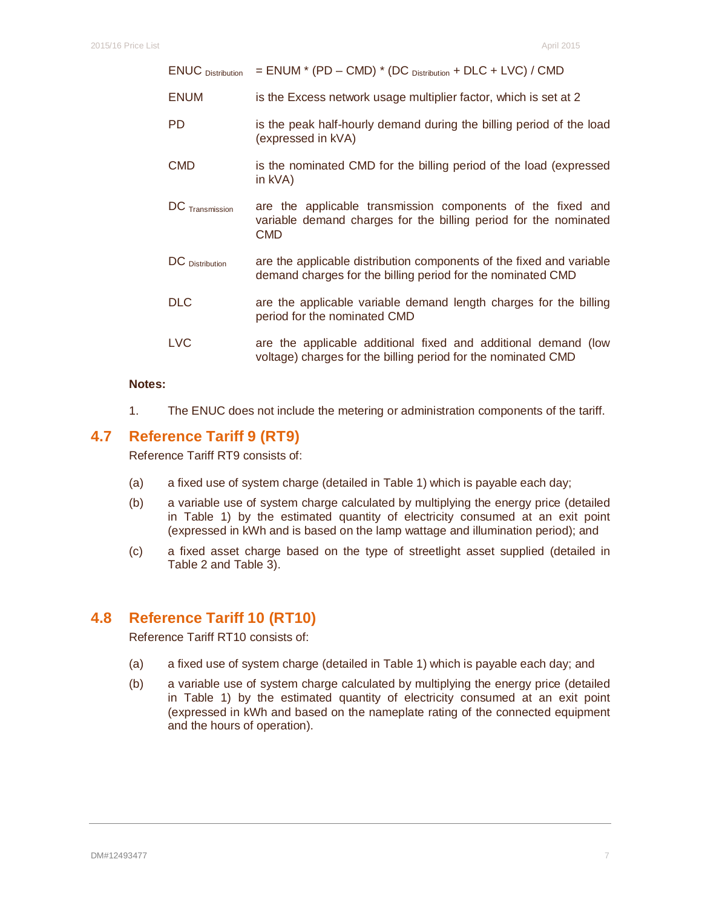| | |
|---|---|
| $ENUC_{Distribution}$ | $= ENUM * (PD – CMD) * (DC_{Distribution} + DLC + LVC) / CMD$ |
| ENUM | is the Excess network usage multiplier factor, which is set at 2 |
| PD | is the peak half-hourly demand during the billing period of the load (expressed in kVA) |
| CMD | is the nominated CMD for the billing period of the load (expressed in kVA) |
| $DC_{Transmission}$ | are the applicable transmission components of the fixed and variable demand charges for the billing period for the nominated CMD |
| $DC_{Distribution}$ | are the applicable distribution components of the fixed and variable demand charges for the billing period for the nominated CMD |
| DLC | are the applicable variable demand length charges for the billing period for the nominated CMD |
| LVC | are the applicable additional fixed and additional demand (low voltage) charges for the billing period for the nominated CMD |

**Notes:**

1. The ENUC does not include the metering or administration components of the tariff.

## 4.7 Reference Tariff 9 (RT9)

Reference Tariff RT9 consists of:

(a) a fixed use of system charge (detailed in Table 1) which is payable each day;

(b) a variable use of system charge calculated by multiplying the energy price (detailed in Table 1) by the estimated quantity of electricity consumed at an exit point (expressed in kWh and is based on the lamp wattage and illumination period); and

(c) a fixed asset charge based on the type of streetlight asset supplied (detailed in Table 2 and Table 3).

## 4.8 Reference Tariff 10 (RT10)

Reference Tariff RT10 consists of:

(a) a fixed use of system charge (detailed in Table 1) which is payable each day; and

(b) a variable use of system charge calculated by multiplying the energy price (detailed in Table 1) by the estimated quantity of electricity consumed at an exit point (expressed in kWh and based on the nameplate rating of the connected equipment and the hours of operation).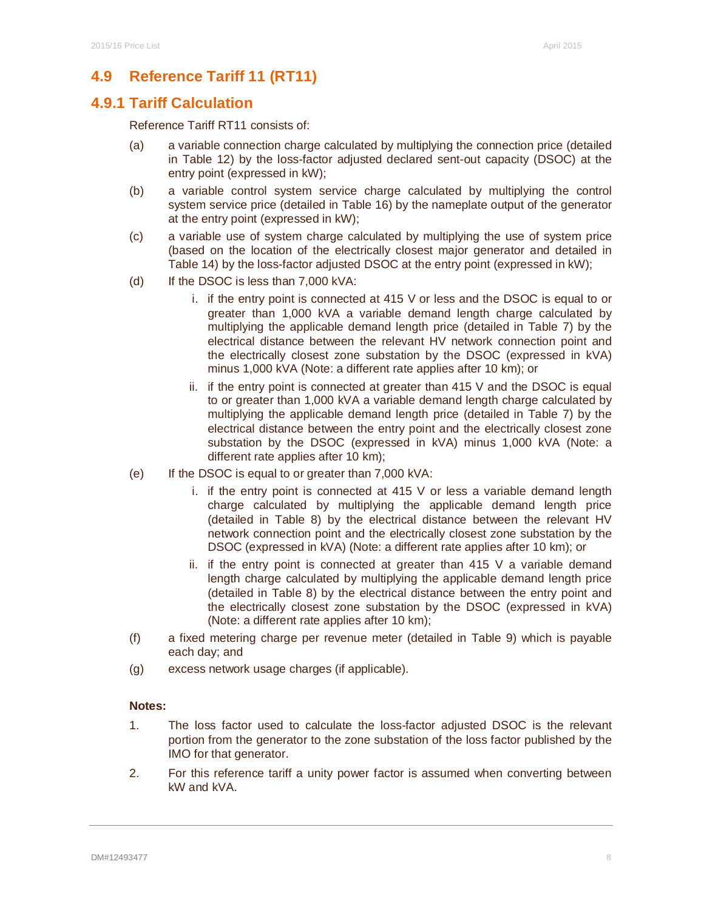## 4.9 Reference Tariff 11 (RT11)

### 4.9.1 Tariff Calculation

Reference Tariff RT11 consists of:

(a) a variable connection charge calculated by multiplying the connection price (detailed in Table 12) by the loss-factor adjusted declared sent-out capacity (DSOC) at the entry point (expressed in kW);

(b) a variable control system service charge calculated by multiplying the control system service price (detailed in Table 16) by the nameplate output of the generator at the entry point (expressed in kW);

(c) a variable use of system charge calculated by multiplying the use of system price (based on the location of the electrically closest major generator and detailed in Table 14) by the loss-factor adjusted DSOC at the entry point (expressed in kW);

(d) If the DSOC is less than 7,000 kVA:

  i. if the entry point is connected at 415 V or less and the DSOC is equal to or greater than 1,000 kVA a variable demand length charge calculated by multiplying the applicable demand length price (detailed in Table 7) by the electrical distance between the relevant HV network connection point and the electrically closest zone substation by the DSOC (expressed in kVA) minus 1,000 kVA (Note: a different rate applies after 10 km); or

  ii. if the entry point is connected at greater than 415 V and the DSOC is equal to or greater than 1,000 kVA a variable demand length charge calculated by multiplying the applicable demand length price (detailed in Table 7) by the electrical distance between the entry point and the electrically closest zone substation by the DSOC (expressed in kVA) minus 1,000 kVA (Note: a different rate applies after 10 km);

(e) If the DSOC is equal to or greater than 7,000 kVA:

  i. if the entry point is connected at 415 V or less a variable demand length charge calculated by multiplying the applicable demand length price (detailed in Table 8) by the electrical distance between the relevant HV network connection point and the electrically closest zone substation by the DSOC (expressed in kVA) (Note: a different rate applies after 10 km); or

  ii. if the entry point is connected at greater than 415 V a variable demand length charge calculated by multiplying the applicable demand length price (detailed in Table 8) by the electrical distance between the entry point and the electrically closest zone substation by the DSOC (expressed in kVA) (Note: a different rate applies after 10 km);

(f) a fixed metering charge per revenue meter (detailed in Table 9) which is payable each day; and

(g) excess network usage charges (if applicable).

**Notes:**

1. The loss factor used to calculate the loss-factor adjusted DSOC is the relevant portion from the generator to the zone substation of the loss factor published by the IMO for that generator.

2. For this reference tariff a unity power factor is assumed when converting between kW and kVA.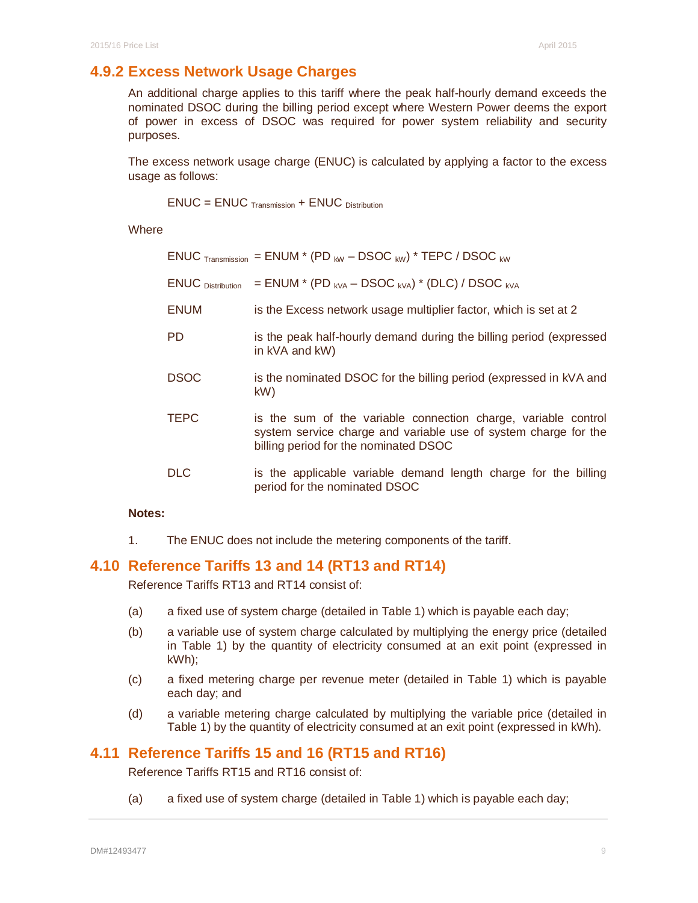### 4.9.2 Excess Network Usage Charges

An additional charge applies to this tariff where the peak half-hourly demand exceeds the nominated DSOC during the billing period except where Western Power deems the export of power in excess of DSOC was required for power system reliability and security purposes.

The excess network usage charge (ENUC) is calculated by applying a factor to the excess usage as follows:

$$ENUC = ENUC_{Transmission} + ENUC_{Distribution}$$

Where

$ENUC_{Transmission} = ENUM * (PD_{kW} – DSOC_{kW}) * TEPC / DSOC_{kW}$

$ENUC_{Distribution} = ENUM * (PD_{kVA} – DSOC_{kVA}) * (DLC) / DSOC_{kVA}$

| | |
|---|---|
| ENUM | is the Excess network usage multiplier factor, which is set at 2 |
| PD | is the peak half-hourly demand during the billing period (expressed in kVA and kW) |
| DSOC | is the nominated DSOC for the billing period (expressed in kVA and kW) |
| TEPC | is the sum of the variable connection charge, variable control system service charge and variable use of system charge for the billing period for the nominated DSOC |
| DLC | is the applicable variable demand length charge for the billing period for the nominated DSOC |

**Notes:**

1. The ENUC does not include the metering components of the tariff.

## 4.10 Reference Tariffs 13 and 14 (RT13 and RT14)

Reference Tariffs RT13 and RT14 consist of:

(a) a fixed use of system charge (detailed in Table 1) which is payable each day;

(b) a variable use of system charge calculated by multiplying the energy price (detailed in Table 1) by the quantity of electricity consumed at an exit point (expressed in kWh);

(c) a fixed metering charge per revenue meter (detailed in Table 1) which is payable each day; and

(d) a variable metering charge calculated by multiplying the variable price (detailed in Table 1) by the quantity of electricity consumed at an exit point (expressed in kWh).

## 4.11 Reference Tariffs 15 and 16 (RT15 and RT16)

Reference Tariffs RT15 and RT16 consist of:

(a) a fixed use of system charge (detailed in Table 1) which is payable each day;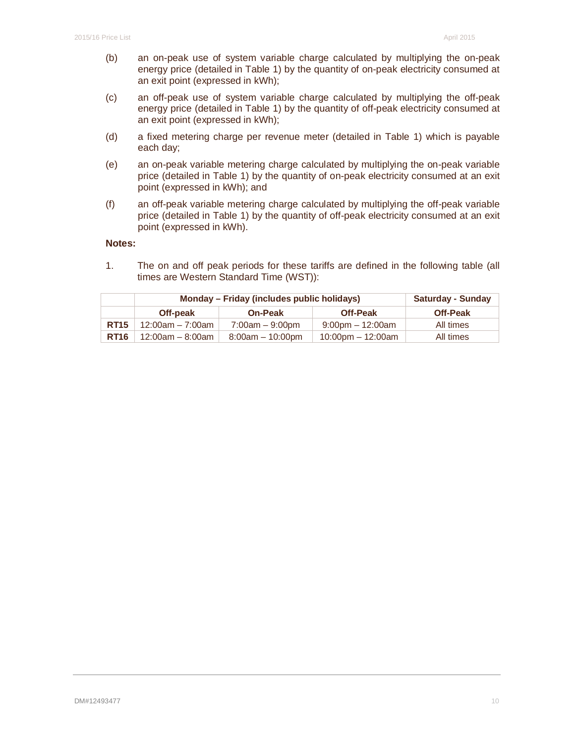(b) an on-peak use of system variable charge calculated by multiplying the on-peak energy price (detailed in Table 1) by the quantity of on-peak electricity consumed at an exit point (expressed in kWh);

(c) an off-peak use of system variable charge calculated by multiplying the off-peak energy price (detailed in Table 1) by the quantity of off-peak electricity consumed at an exit point (expressed in kWh);

(d) a fixed metering charge per revenue meter (detailed in Table 1) which is payable each day;

(e) an on-peak variable metering charge calculated by multiplying the on-peak variable price (detailed in Table 1) by the quantity of on-peak electricity consumed at an exit point (expressed in kWh); and

(f) an off-peak variable metering charge calculated by multiplying the off-peak variable price (detailed in Table 1) by the quantity of off-peak electricity consumed at an exit point (expressed in kWh).

**Notes:**

1. The on and off peak periods for these tariffs are defined in the following table (all times are Western Standard Time (WST)):

| | **Monday – Friday (includes public holidays)** | | | **Saturday - Sunday** |
|---|---|---|---|---|
| | **Off-peak** | **On-Peak** | **Off-Peak** | **Off-Peak** |
| **RT15** | 12:00am – 7:00am | 7:00am – 9:00pm | 9:00pm – 12:00am | All times |
| **RT16** | 12:00am – 8:00am | 8:00am – 10:00pm | 10:00pm – 12:00am | All times |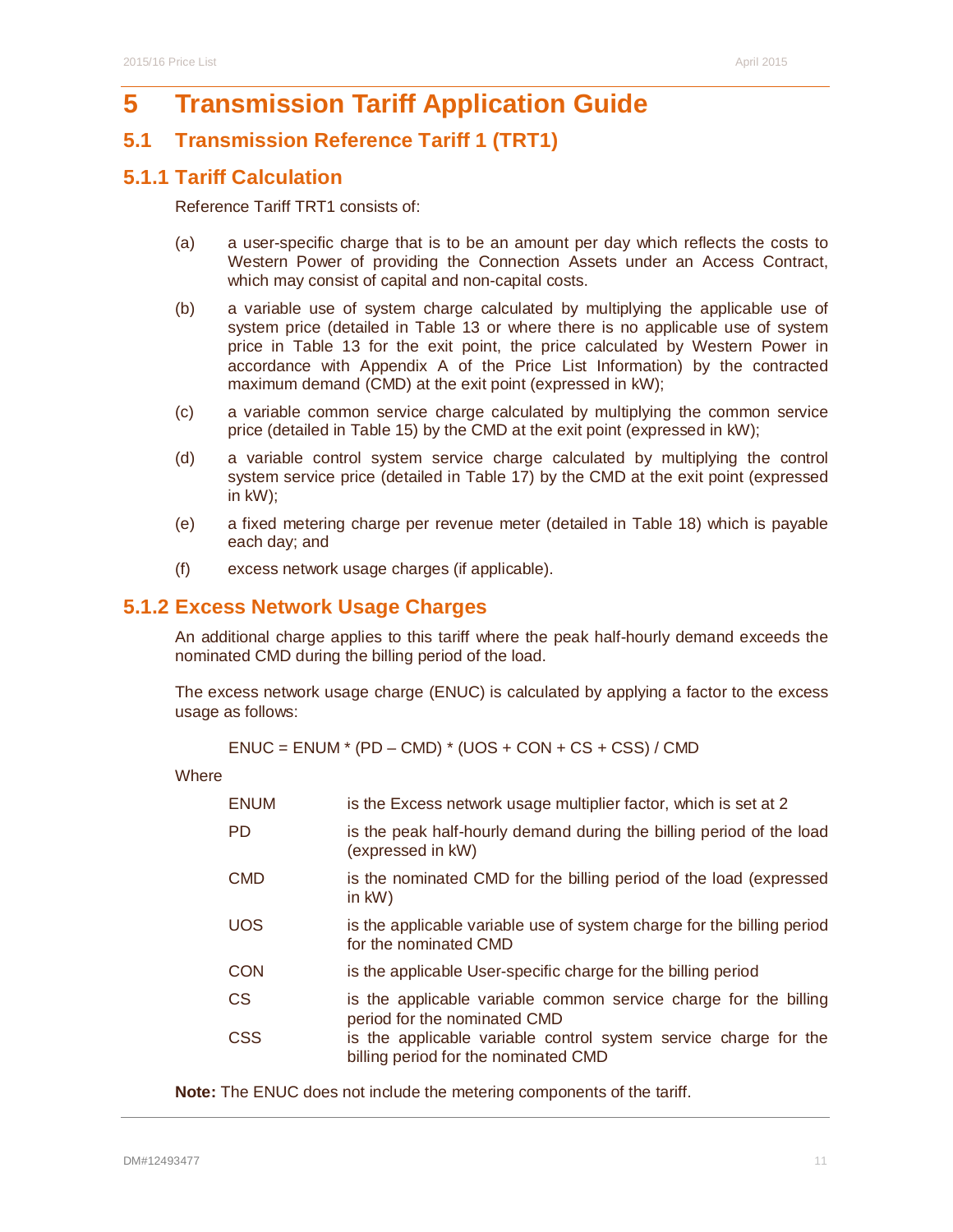# 5 Transmission Tariff Application Guide

## 5.1 Transmission Reference Tariff 1 (TRT1)

### 5.1.1 Tariff Calculation

Reference Tariff TRT1 consists of:

(a) a user-specific charge that is to be an amount per day which reflects the costs to Western Power of providing the Connection Assets under an Access Contract, which may consist of capital and non-capital costs.

(b) a variable use of system charge calculated by multiplying the applicable use of system price (detailed in Table 13 or where there is no applicable use of system price in Table 13 for the exit point, the price calculated by Western Power in accordance with Appendix A of the Price List Information) by the contracted maximum demand (CMD) at the exit point (expressed in kW);

(c) a variable common service charge calculated by multiplying the common service price (detailed in Table 15) by the CMD at the exit point (expressed in kW);

(d) a variable control system service charge calculated by multiplying the control system service price (detailed in Table 17) by the CMD at the exit point (expressed in kW);

(e) a fixed metering charge per revenue meter (detailed in Table 18) which is payable each day; and

(f) excess network usage charges (if applicable).

### 5.1.2 Excess Network Usage Charges

An additional charge applies to this tariff where the peak half-hourly demand exceeds the nominated CMD during the billing period of the load.

The excess network usage charge (ENUC) is calculated by applying a factor to the excess usage as follows:

$$ENUC = ENUM * (PD – CMD) * (UOS + CON + CS + CSS) / CMD$$

Where

| | |
|---|---|
| ENUM | is the Excess network usage multiplier factor, which is set at 2 |
| PD | is the peak half-hourly demand during the billing period of the load (expressed in kW) |
| CMD | is the nominated CMD for the billing period of the load (expressed in kW) |
| UOS | is the applicable variable use of system charge for the billing period for the nominated CMD |
| CON | is the applicable User-specific charge for the billing period |
| CS | is the applicable variable common service charge for the billing period for the nominated CMD |
| CSS | is the applicable variable control system service charge for the billing period for the nominated CMD |

**Note:** The ENUC does not include the metering components of the tariff.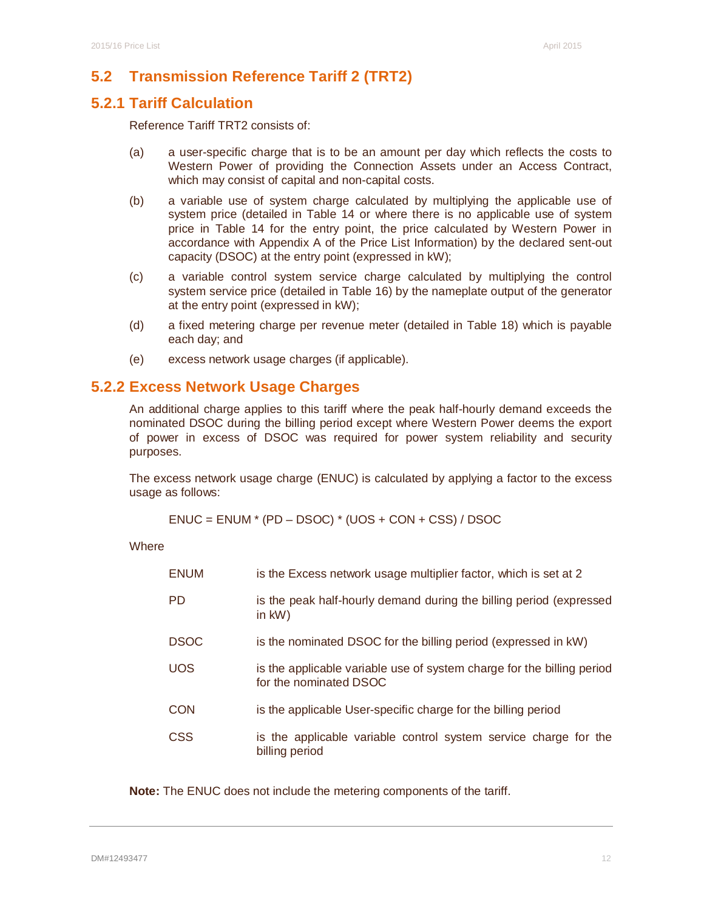## 5.2 Transmission Reference Tariff 2 (TRT2)

### 5.2.1 Tariff Calculation

Reference Tariff TRT2 consists of:

(a) a user-specific charge that is to be an amount per day which reflects the costs to Western Power of providing the Connection Assets under an Access Contract, which may consist of capital and non-capital costs.

(b) a variable use of system charge calculated by multiplying the applicable use of system price (detailed in Table 14 or where there is no applicable use of system price in Table 14 for the entry point, the price calculated by Western Power in accordance with Appendix A of the Price List Information) by the declared sent-out capacity (DSOC) at the entry point (expressed in kW);

(c) a variable control system service charge calculated by multiplying the control system service price (detailed in Table 16) by the nameplate output of the generator at the entry point (expressed in kW);

(d) a fixed metering charge per revenue meter (detailed in Table 18) which is payable each day; and

(e) excess network usage charges (if applicable).

### 5.2.2 Excess Network Usage Charges

An additional charge applies to this tariff where the peak half-hourly demand exceeds the nominated DSOC during the billing period except where Western Power deems the export of power in excess of DSOC was required for power system reliability and security purposes.

The excess network usage charge (ENUC) is calculated by applying a factor to the excess usage as follows:

$$ENUC = ENUM * (PD - DSOC) * (UOS + CON + CSS) / DSOC$$

Where

| | |
|---|---|
| ENUM | is the Excess network usage multiplier factor, which is set at 2 |
| PD | is the peak half-hourly demand during the billing period (expressed in kW) |
| DSOC | is the nominated DSOC for the billing period (expressed in kW) |
| UOS | is the applicable variable use of system charge for the billing period for the nominated DSOC |
| CON | is the applicable User-specific charge for the billing period |
| CSS | is the applicable variable control system service charge for the billing period |

**Note:** The ENUC does not include the metering components of the tariff.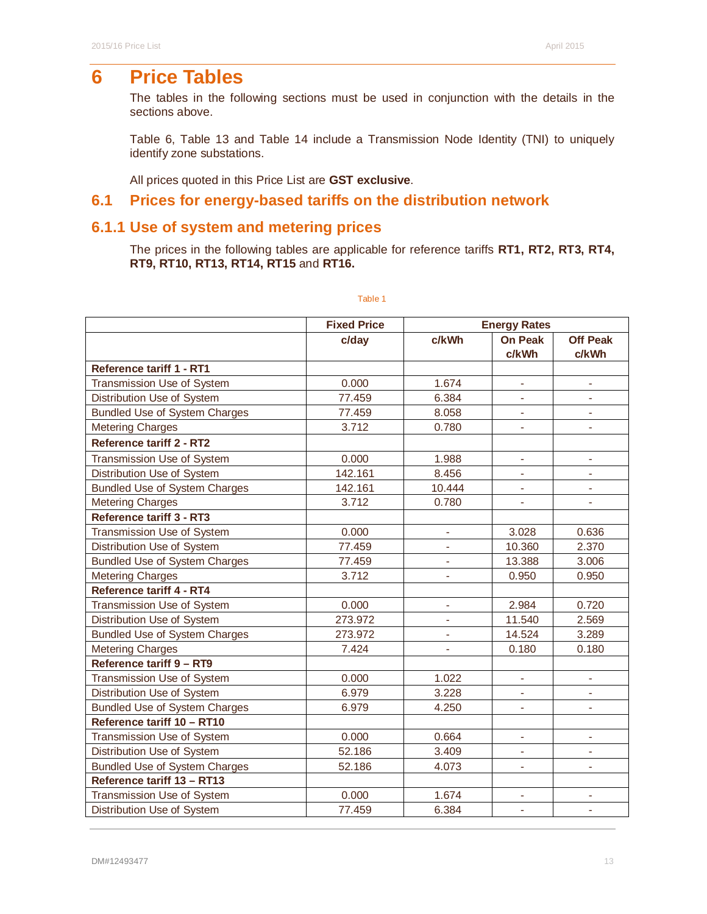# 6 Price Tables

The tables in the following sections must be used in conjunction with the details in the sections above.

Table 6, Table 13 and Table 14 include a Transmission Node Identity (TNI) to uniquely identify zone substations.

All prices quoted in this Price List are **GST exclusive**.

## 6.1 Prices for energy-based tariffs on the distribution network

### 6.1.1 Use of system and metering prices

The prices in the following tables are applicable for reference tariffs **RT1, RT2, RT3, RT4, RT9, RT10, RT13, RT14, RT15** and **RT16.**

Table 1

| | Fixed Price | Energy Rates | | |
|---|---|---|---|---|
| | c/day | c/kWh | On Peak c/kWh | Off Peak c/kWh |
| **Reference tariff 1 - RT1** | | | | |
| Transmission Use of System | 0.000 | 1.674 | - | - |
| Distribution Use of System | 77.459 | 6.384 | - | - |
| Bundled Use of System Charges | 77.459 | 8.058 | - | - |
| Metering Charges | 3.712 | 0.780 | - | - |
| **Reference tariff 2 - RT2** | | | | |
| Transmission Use of System | 0.000 | 1.988 | - | - |
| Distribution Use of System | 142.161 | 8.456 | - | - |
| Bundled Use of System Charges | 142.161 | 10.444 | - | - |
| Metering Charges | 3.712 | 0.780 | - | - |
| **Reference tariff 3 - RT3** | | | | |
| Transmission Use of System | 0.000 | - | 3.028 | 0.636 |
| Distribution Use of System | 77.459 | - | 10.360 | 2.370 |
| Bundled Use of System Charges | 77.459 | - | 13.388 | 3.006 |
| Metering Charges | 3.712 | - | 0.950 | 0.950 |
| **Reference tariff 4 - RT4** | | | | |
| Transmission Use of System | 0.000 | - | 2.984 | 0.720 |
| Distribution Use of System | 273.972 | - | 11.540 | 2.569 |
| Bundled Use of System Charges | 273.972 | - | 14.524 | 3.289 |
| Metering Charges | 7.424 | - | 0.180 | 0.180 |
| **Reference tariff 9 – RT9** | | | | |
| Transmission Use of System | 0.000 | 1.022 | - | - |
| Distribution Use of System | 6.979 | 3.228 | - | - |
| Bundled Use of System Charges | 6.979 | 4.250 | - | - |
| **Reference tariff 10 – RT10** | | | | |
| Transmission Use of System | 0.000 | 0.664 | - | - |
| Distribution Use of System | 52.186 | 3.409 | - | - |
| Bundled Use of System Charges | 52.186 | 4.073 | - | - |
| **Reference tariff 13 – RT13** | | | | |
| Transmission Use of System | 0.000 | 1.674 | - | - |
| Distribution Use of System | 77.459 | 6.384 | - | - |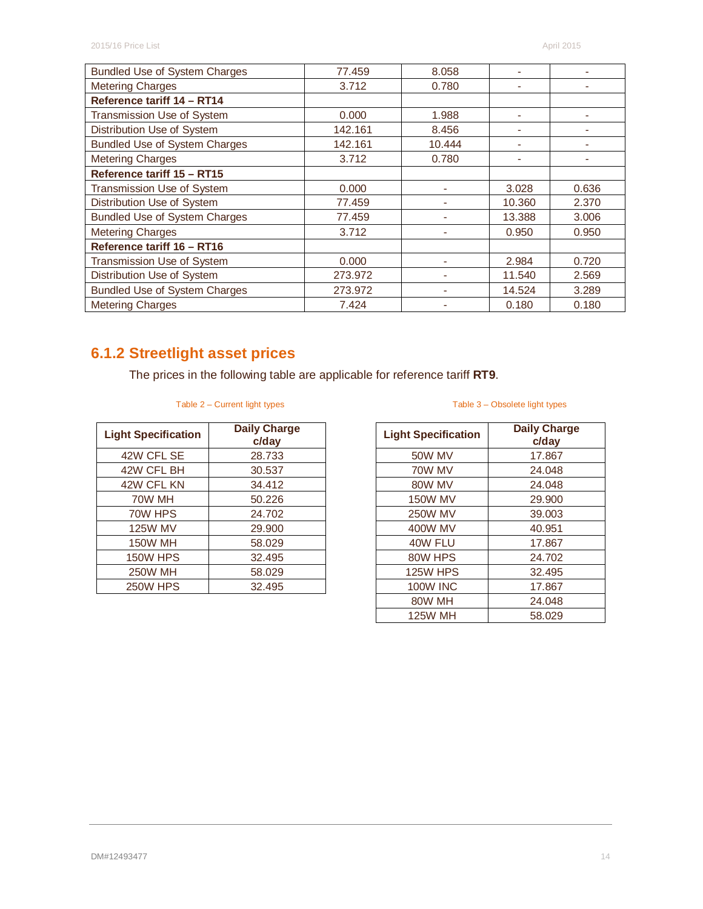| Bundled Use of System Charges | 77.459 | 8.058 | - | - |
|---|---|---|---|---|
| Metering Charges | 3.712 | 0.780 | - | - |
| **Reference tariff 14 – RT14** | | | | |
| Transmission Use of System | 0.000 | 1.988 | - | - |
| Distribution Use of System | 142.161 | 8.456 | - | - |
| Bundled Use of System Charges | 142.161 | 10.444 | - | - |
| Metering Charges | 3.712 | 0.780 | - | - |
| **Reference tariff 15 – RT15** | | | | |
| Transmission Use of System | 0.000 | - | 3.028 | 0.636 |
| Distribution Use of System | 77.459 | - | 10.360 | 2.370 |
| Bundled Use of System Charges | 77.459 | - | 13.388 | 3.006 |
| Metering Charges | 3.712 | - | 0.950 | 0.950 |
| **Reference tariff 16 – RT16** | | | | |
| Transmission Use of System | 0.000 | - | 2.984 | 0.720 |
| Distribution Use of System | 273.972 | - | 11.540 | 2.569 |
| Bundled Use of System Charges | 273.972 | - | 14.524 | 3.289 |
| Metering Charges | 7.424 | - | 0.180 | 0.180 |

## 6.1.2 Streetlight asset prices

The prices in the following table are applicable for reference tariff **RT9**.

Table 2 – Current light types

| Light Specification | Daily Charge c/day |
|---|---|
| 42W CFL SE | 28.733 |
| 42W CFL BH | 30.537 |
| 42W CFL KN | 34.412 |
| 70W MH | 50.226 |
| 70W HPS | 24.702 |
| 125W MV | 29.900 |
| 150W MH | 58.029 |
| 150W HPS | 32.495 |
| 250W MH | 58.029 |
| 250W HPS | 32.495 |

Table 3 – Obsolete light types

| Light Specification | Daily Charge c/day |
|---|---|
| 50W MV | 17.867 |
| 70W MV | 24.048 |
| 80W MV | 24.048 |
| 150W MV | 29.900 |
| 250W MV | 39.003 |
| 400W MV | 40.951 |
| 40W FLU | 17.867 |
| 80W HPS | 24.702 |
| 125W HPS | 32.495 |
| 100W INC | 17.867 |
| 80W MH | 24.048 |
| 125W MH | 58.029 |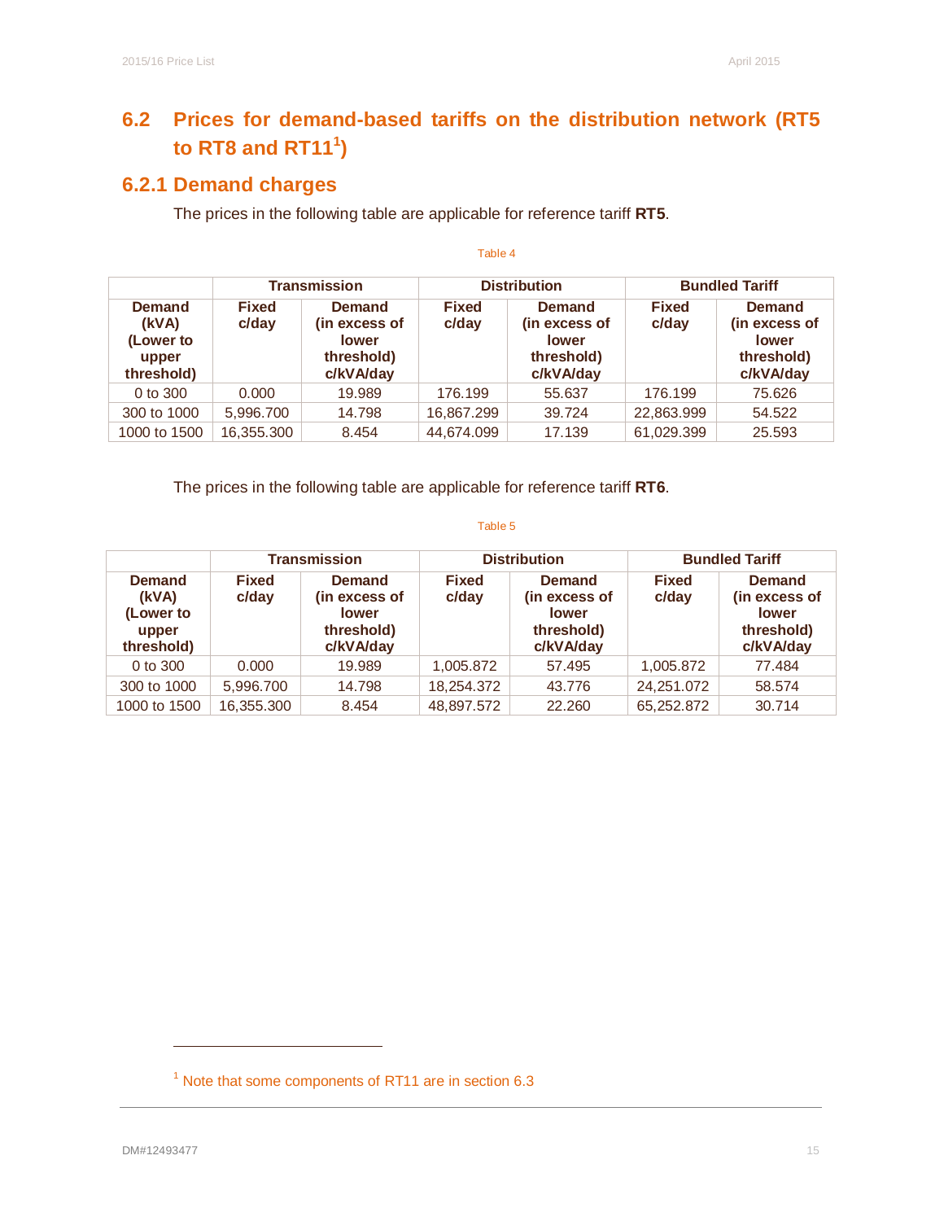## 6.2 Prices for demand-based tariffs on the distribution network (RT5 to RT8 and RT11[1])

### 6.2.1 Demand charges

The prices in the following table are applicable for reference tariff **RT5**.

Table 4

| | Transmission | | Distribution | | Bundled Tariff | |
|---|---|---|---|---|---|---|
| **Demand (kVA) (Lower to upper threshold)** | **Fixed c/day** | **Demand (in excess of lower threshold) c/kVA/day** | **Fixed c/day** | **Demand (in excess of lower threshold) c/kVA/day** | **Fixed c/day** | **Demand (in excess of lower threshold) c/kVA/day** |
| 0 to 300 | 0.000 | 19.989 | 176.199 | 55.637 | 176.199 | 75.626 |
| 300 to 1000 | 5,996.700 | 14.798 | 16,867.299 | 39.724 | 22,863.999 | 54.522 |
| 1000 to 1500 | 16,355.300 | 8.454 | 44,674.099 | 17.139 | 61,029.399 | 25.593 |

The prices in the following table are applicable for reference tariff **RT6**.

Table 5

| | Transmission | | Distribution | | Bundled Tariff | |
|---|---|---|---|---|---|---|
| **Demand (kVA) (Lower to upper threshold)** | **Fixed c/day** | **Demand (in excess of lower threshold) c/kVA/day** | **Fixed c/day** | **Demand (in excess of lower threshold) c/kVA/day** | **Fixed c/day** | **Demand (in excess of lower threshold) c/kVA/day** |
| 0 to 300 | 0.000 | 19.989 | 1,005.872 | 57.495 | 1,005.872 | 77.484 |
| 300 to 1000 | 5,996.700 | 14.798 | 18,254.372 | 43.776 | 24,251.072 | 58.574 |
| 1000 to 1500 | 16,355.300 | 8.454 | 48,897.572 | 22.260 | 65,252.872 | 30.714 |

[1] Note that some components of RT11 are in section 6.3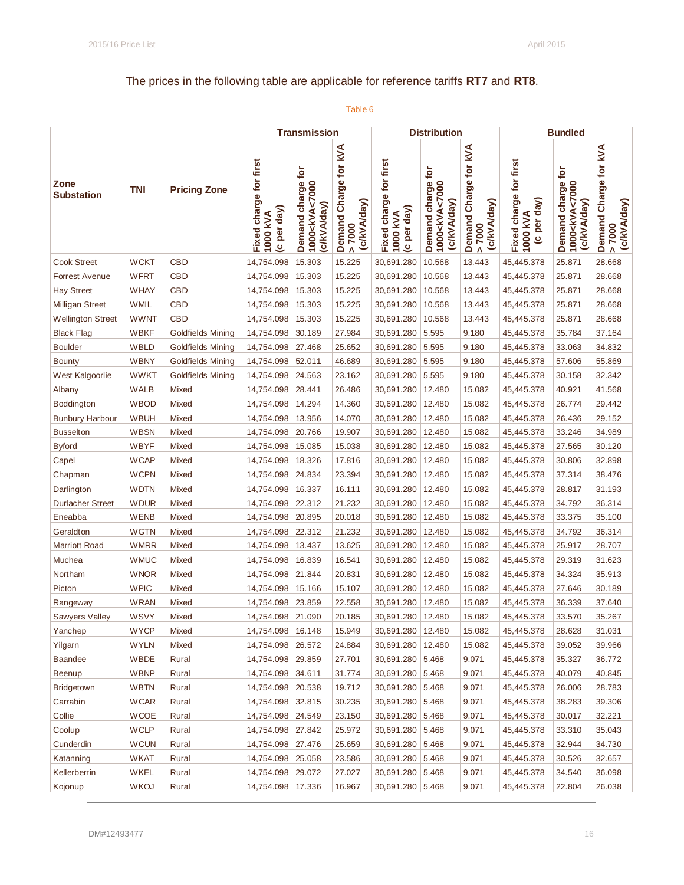The prices in the following table are applicable for reference tariffs **RT7** and **RT8**.

Table 6

| Zone Substation | TNI | Pricing Zone | Transmission | | | Distribution | | | Bundled | | |
|---|---|---|---|---|---|---|---|---|---|---|---|
| | | | Fixed charge for first 1000 kVA (c per day) | Demand charge for 1000<kVA<7000 (c/kVA/day) | Demand Charge for kVA > 7000 (c/kVA/day) | Fixed charge for first 1000 kVA (c per day) | Demand charge for 1000<kVA<7000 (c/kVA/day) | Demand Charge for kVA > 7000 (c/kVA/day) | Fixed charge for first 1000 kVA (c per day) | Demand charge for 1000<kVA<7000 (c/kVA/day) | Demand Charge for kVA > 7000 (c/kVA/day) |
| Cook Street | WCKT | CBD | 14,754.098 | 15.303 | 15.225 | 30,691.280 | 10.568 | 13.443 | 45,445.378 | 25.871 | 28.668 |
| Forrest Avenue | WFRT | CBD | 14,754.098 | 15.303 | 15.225 | 30,691.280 | 10.568 | 13.443 | 45,445.378 | 25.871 | 28.668 |
| Hay Street | WHAY | CBD | 14,754.098 | 15.303 | 15.225 | 30,691.280 | 10.568 | 13.443 | 45,445.378 | 25.871 | 28.668 |
| Milligan Street | WMIL | CBD | 14,754.098 | 15.303 | 15.225 | 30,691.280 | 10.568 | 13.443 | 45,445.378 | 25.871 | 28.668 |
| Wellington Street | WWNT | CBD | 14,754.098 | 15.303 | 15.225 | 30,691.280 | 10.568 | 13.443 | 45,445.378 | 25.871 | 28.668 |
| Black Flag | WBKF | Goldfields Mining | 14,754.098 | 30.189 | 27.984 | 30,691.280 | 5.595 | 9.180 | 45,445.378 | 35.784 | 37.164 |
| Boulder | WBLD | Goldfields Mining | 14,754.098 | 27.468 | 25.652 | 30,691.280 | 5.595 | 9.180 | 45,445.378 | 33.063 | 34.832 |
| Bounty | WBNY | Goldfields Mining | 14,754.098 | 52.011 | 46.689 | 30,691.280 | 5.595 | 9.180 | 45,445.378 | 57.606 | 55.869 |
| West Kalgoorlie | WWKT | Goldfields Mining | 14,754.098 | 24.563 | 23.162 | 30,691.280 | 5.595 | 9.180 | 45,445.378 | 30.158 | 32.342 |
| Albany | WALB | Mixed | 14,754.098 | 28.441 | 26.486 | 30,691.280 | 12.480 | 15.082 | 45,445.378 | 40.921 | 41.568 |
| Boddington | WBOD | Mixed | 14,754.098 | 14.294 | 14.360 | 30,691.280 | 12.480 | 15.082 | 45,445.378 | 26.774 | 29.442 |
| Bunbury Harbour | WBUH | Mixed | 14,754.098 | 13.956 | 14.070 | 30,691.280 | 12.480 | 15.082 | 45,445.378 | 26.436 | 29.152 |
| Busselton | WBSN | Mixed | 14,754.098 | 20.766 | 19.907 | 30,691.280 | 12.480 | 15.082 | 45,445.378 | 33.246 | 34.989 |
| Byford | WBYF | Mixed | 14,754.098 | 15.085 | 15.038 | 30,691.280 | 12.480 | 15.082 | 45,445.378 | 27.565 | 30.120 |
| Capel | WCAP | Mixed | 14,754.098 | 18.326 | 17.816 | 30,691.280 | 12.480 | 15.082 | 45,445.378 | 30.806 | 32.898 |
| Chapman | WCPN | Mixed | 14,754.098 | 24.834 | 23.394 | 30,691.280 | 12.480 | 15.082 | 45,445.378 | 37.314 | 38.476 |
| Darlington | WDTN | Mixed | 14,754.098 | 16.337 | 16.111 | 30,691.280 | 12.480 | 15.082 | 45,445.378 | 28.817 | 31.193 |
| Durlacher Street | WDUR | Mixed | 14,754.098 | 22.312 | 21.232 | 30,691.280 | 12.480 | 15.082 | 45,445.378 | 34.792 | 36.314 |
| Eneabba | WENB | Mixed | 14,754.098 | 20.895 | 20.018 | 30,691.280 | 12.480 | 15.082 | 45,445.378 | 33.375 | 35.100 |
| Geraldton | WGTN | Mixed | 14,754.098 | 22.312 | 21.232 | 30,691.280 | 12.480 | 15.082 | 45,445.378 | 34.792 | 36.314 |
| Marriott Road | WMRR | Mixed | 14,754.098 | 13.437 | 13.625 | 30,691.280 | 12.480 | 15.082 | 45,445.378 | 25.917 | 28.707 |
| Muchea | WMUC | Mixed | 14,754.098 | 16.839 | 16.541 | 30,691.280 | 12.480 | 15.082 | 45,445.378 | 29.319 | 31.623 |
| Northam | WNOR | Mixed | 14,754.098 | 21.844 | 20.831 | 30,691.280 | 12.480 | 15.082 | 45,445.378 | 34.324 | 35.913 |
| Picton | WPIC | Mixed | 14,754.098 | 15.166 | 15.107 | 30,691.280 | 12.480 | 15.082 | 45,445.378 | 27.646 | 30.189 |
| Rangeway | WRAN | Mixed | 14,754.098 | 23.859 | 22.558 | 30,691.280 | 12.480 | 15.082 | 45,445.378 | 36.339 | 37.640 |
| Sawyers Valley | WSVY | Mixed | 14,754.098 | 21.090 | 20.185 | 30,691.280 | 12.480 | 15.082 | 45,445.378 | 33.570 | 35.267 |
| Yanchep | WYCP | Mixed | 14,754.098 | 16.148 | 15.949 | 30,691.280 | 12.480 | 15.082 | 45,445.378 | 28.628 | 31.031 |
| Yilgarn | WYLN | Mixed | 14,754.098 | 26.572 | 24.884 | 30,691.280 | 12.480 | 15.082 | 45,445.378 | 39.052 | 39.966 |
| Baandee | WBDE | Rural | 14,754.098 | 29.859 | 27.701 | 30,691.280 | 5.468 | 9.071 | 45,445.378 | 35.327 | 36.772 |
| Beenup | WBNP | Rural | 14,754.098 | 34.611 | 31.774 | 30,691.280 | 5.468 | 9.071 | 45,445.378 | 40.079 | 40.845 |
| Bridgetown | WBTN | Rural | 14,754.098 | 20.538 | 19.712 | 30,691.280 | 5.468 | 9.071 | 45,445.378 | 26.006 | 28.783 |
| Carrabin | WCAR | Rural | 14,754.098 | 32.815 | 30.235 | 30,691.280 | 5.468 | 9.071 | 45,445.378 | 38.283 | 39.306 |
| Collie | WCOE | Rural | 14,754.098 | 24.549 | 23.150 | 30,691.280 | 5.468 | 9.071 | 45,445.378 | 30.017 | 32.221 |
| Coolup | WCLP | Rural | 14,754.098 | 27.842 | 25.972 | 30,691.280 | 5.468 | 9.071 | 45,445.378 | 33.310 | 35.043 |
| Cunderdin | WCUN | Rural | 14,754.098 | 27.476 | 25.659 | 30,691.280 | 5.468 | 9.071 | 45,445.378 | 32.944 | 34.730 |
| Katanning | WKAT | Rural | 14,754.098 | 25.058 | 23.586 | 30,691.280 | 5.468 | 9.071 | 45,445.378 | 30.526 | 32.657 |
| Kellerberrin | WKEL | Rural | 14,754.098 | 29.072 | 27.027 | 30,691.280 | 5.468 | 9.071 | 45,445.378 | 34.540 | 36.098 |
| Kojonup | WKOJ | Rural | 14,754.098 | 17.336 | 16.967 | 30,691.280 | 5.468 | 9.071 | 45,445.378 | 22.804 | 26.038 |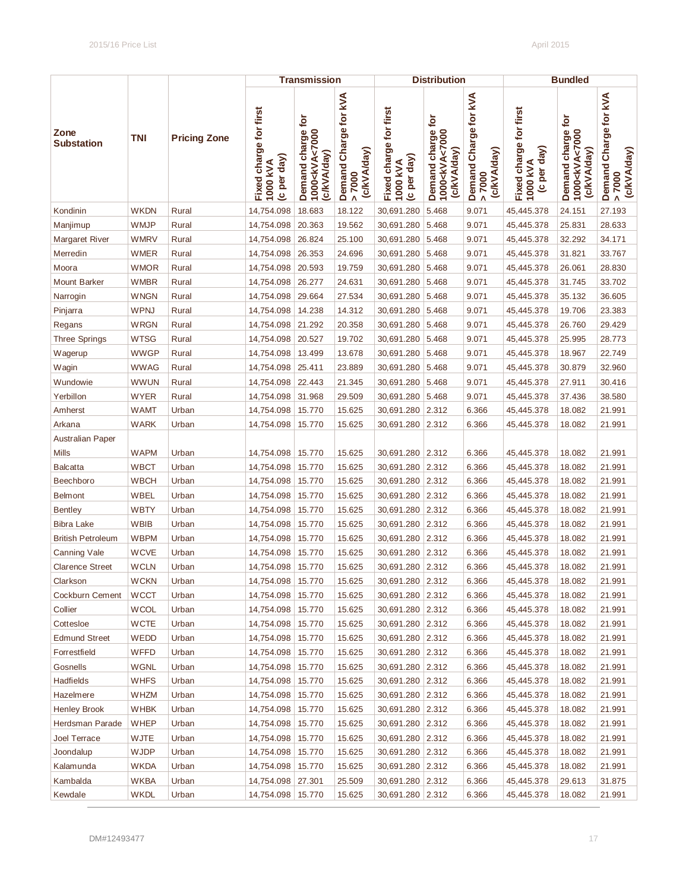| Zone Substation | TNI | Pricing Zone | Transmission | | | Distribution | | | Bundled | | |
|---|---|---|---|---|---|---|---|---|---|---|---|
| | | | Fixed charge for first 1000 kVA (c per day) | Demand charge for 1000<kVA<7000 (c/kVA/day) | Demand Charge for kVA > 7000 (c/kVA/day) | Fixed charge for first 1000 kVA (c per day) | Demand charge for 1000<kVA<7000 (c/kVA/day) | Demand Charge for kVA > 7000 (c/kVA/day) | Fixed charge for first 1000 kVA (c per day) | Demand charge for 1000<kVA<7000 (c/kVA/day) | Demand Charge for kVA > 7000 (c/kVA/day) |
| Kondinin | WKDN | Rural | 14,754.098 | 18.683 | 18.122 | 30,691.280 | 5.468 | 9.071 | 45,445.378 | 24.151 | 27.193 |
| Manjimup | WMJP | Rural | 14,754.098 | 20.363 | 19.562 | 30,691.280 | 5.468 | 9.071 | 45,445.378 | 25.831 | 28.633 |
| Margaret River | WMRV | Rural | 14,754.098 | 26.824 | 25.100 | 30,691.280 | 5.468 | 9.071 | 45,445.378 | 32.292 | 34.171 |
| Merredin | WMER | Rural | 14,754.098 | 26.353 | 24.696 | 30,691.280 | 5.468 | 9.071 | 45,445.378 | 31.821 | 33.767 |
| Moora | WMOR | Rural | 14,754.098 | 20.593 | 19.759 | 30,691.280 | 5.468 | 9.071 | 45,445.378 | 26.061 | 28.830 |
| Mount Barker | WMBR | Rural | 14,754.098 | 26.277 | 24.631 | 30,691.280 | 5.468 | 9.071 | 45,445.378 | 31.745 | 33.702 |
| Narrogin | WNGN | Rural | 14,754.098 | 29.664 | 27.534 | 30,691.280 | 5.468 | 9.071 | 45,445.378 | 35.132 | 36.605 |
| Pinjarra | WPNJ | Rural | 14,754.098 | 14.238 | 14.312 | 30,691.280 | 5.468 | 9.071 | 45,445.378 | 19.706 | 23.383 |
| Regans | WRGN | Rural | 14,754.098 | 21.292 | 20.358 | 30,691.280 | 5.468 | 9.071 | 45,445.378 | 26.760 | 29.429 |
| Three Springs | WTSG | Rural | 14,754.098 | 20.527 | 19.702 | 30,691.280 | 5.468 | 9.071 | 45,445.378 | 25.995 | 28.773 |
| Wagerup | WWGP | Rural | 14,754.098 | 13.499 | 13.678 | 30,691.280 | 5.468 | 9.071 | 45,445.378 | 18.967 | 22.749 |
| Wagin | WWAG | Rural | 14,754.098 | 25.411 | 23.889 | 30,691.280 | 5.468 | 9.071 | 45,445.378 | 30.879 | 32.960 |
| Wundowie | WWUN | Rural | 14,754.098 | 22.443 | 21.345 | 30,691.280 | 5.468 | 9.071 | 45,445.378 | 27.911 | 30.416 |
| Yerbillon | WYER | Rural | 14,754.098 | 31.968 | 29.509 | 30,691.280 | 5.468 | 9.071 | 45,445.378 | 37.436 | 38.580 |
| Amherst | WAMT | Urban | 14,754.098 | 15.770 | 15.625 | 30,691.280 | 2.312 | 6.366 | 45,445.378 | 18.082 | 21.991 |
| Arkana | WARK | Urban | 14,754.098 | 15.770 | 15.625 | 30,691.280 | 2.312 | 6.366 | 45,445.378 | 18.082 | 21.991 |
| Australian Paper Mills | WAPM | Urban | 14,754.098 | 15.770 | 15.625 | 30,691.280 | 2.312 | 6.366 | 45,445.378 | 18.082 | 21.991 |
| Balcatta | WBCT | Urban | 14,754.098 | 15.770 | 15.625 | 30,691.280 | 2.312 | 6.366 | 45,445.378 | 18.082 | 21.991 |
| Beechboro | WBCH | Urban | 14,754.098 | 15.770 | 15.625 | 30,691.280 | 2.312 | 6.366 | 45,445.378 | 18.082 | 21.991 |
| Belmont | WBEL | Urban | 14,754.098 | 15.770 | 15.625 | 30,691.280 | 2.312 | 6.366 | 45,445.378 | 18.082 | 21.991 |
| Bentley | WBTY | Urban | 14,754.098 | 15.770 | 15.625 | 30,691.280 | 2.312 | 6.366 | 45,445.378 | 18.082 | 21.991 |
| Bibra Lake | WBIB | Urban | 14,754.098 | 15.770 | 15.625 | 30,691.280 | 2.312 | 6.366 | 45,445.378 | 18.082 | 21.991 |
| British Petroleum | WBPM | Urban | 14,754.098 | 15.770 | 15.625 | 30,691.280 | 2.312 | 6.366 | 45,445.378 | 18.082 | 21.991 |
| Canning Vale | WCVE | Urban | 14,754.098 | 15.770 | 15.625 | 30,691.280 | 2.312 | 6.366 | 45,445.378 | 18.082 | 21.991 |
| Clarence Street | WCLN | Urban | 14,754.098 | 15.770 | 15.625 | 30,691.280 | 2.312 | 6.366 | 45,445.378 | 18.082 | 21.991 |
| Clarkson | WCKN | Urban | 14,754.098 | 15.770 | 15.625 | 30,691.280 | 2.312 | 6.366 | 45,445.378 | 18.082 | 21.991 |
| Cockburn Cement | WCCT | Urban | 14,754.098 | 15.770 | 15.625 | 30,691.280 | 2.312 | 6.366 | 45,445.378 | 18.082 | 21.991 |
| Collier | WCOL | Urban | 14,754.098 | 15.770 | 15.625 | 30,691.280 | 2.312 | 6.366 | 45,445.378 | 18.082 | 21.991 |
| Cottesloe | WCTE | Urban | 14,754.098 | 15.770 | 15.625 | 30,691.280 | 2.312 | 6.366 | 45,445.378 | 18.082 | 21.991 |
| Edmund Street | WEDD | Urban | 14,754.098 | 15.770 | 15.625 | 30,691.280 | 2.312 | 6.366 | 45,445.378 | 18.082 | 21.991 |
| Forrestfield | WFFD | Urban | 14,754.098 | 15.770 | 15.625 | 30,691.280 | 2.312 | 6.366 | 45,445.378 | 18.082 | 21.991 |
| Gosnells | WGNL | Urban | 14,754.098 | 15.770 | 15.625 | 30,691.280 | 2.312 | 6.366 | 45,445.378 | 18.082 | 21.991 |
| Hadfields | WHFS | Urban | 14,754.098 | 15.770 | 15.625 | 30,691.280 | 2.312 | 6.366 | 45,445.378 | 18.082 | 21.991 |
| Hazelmere | WHZM | Urban | 14,754.098 | 15.770 | 15.625 | 30,691.280 | 2.312 | 6.366 | 45,445.378 | 18.082 | 21.991 |
| Henley Brook | WHBK | Urban | 14,754.098 | 15.770 | 15.625 | 30,691.280 | 2.312 | 6.366 | 45,445.378 | 18.082 | 21.991 |
| Herdsman Parade | WHEP | Urban | 14,754.098 | 15.770 | 15.625 | 30,691.280 | 2.312 | 6.366 | 45,445.378 | 18.082 | 21.991 |
| Joel Terrace | WJTE | Urban | 14,754.098 | 15.770 | 15.625 | 30,691.280 | 2.312 | 6.366 | 45,445.378 | 18.082 | 21.991 |
| Joondalup | WJDP | Urban | 14,754.098 | 15.770 | 15.625 | 30,691.280 | 2.312 | 6.366 | 45,445.378 | 18.082 | 21.991 |
| Kalamunda | WKDA | Urban | 14,754.098 | 15.770 | 15.625 | 30,691.280 | 2.312 | 6.366 | 45,445.378 | 18.082 | 21.991 |
| Kambalda | WKBA | Urban | 14,754.098 | 27.301 | 25.509 | 30,691.280 | 2.312 | 6.366 | 45,445.378 | 29.613 | 31.875 |
| Kewdale | WKDL | Urban | 14,754.098 | 15.770 | 15.625 | 30,691.280 | 2.312 | 6.366 | 45,445.378 | 18.082 | 21.991 |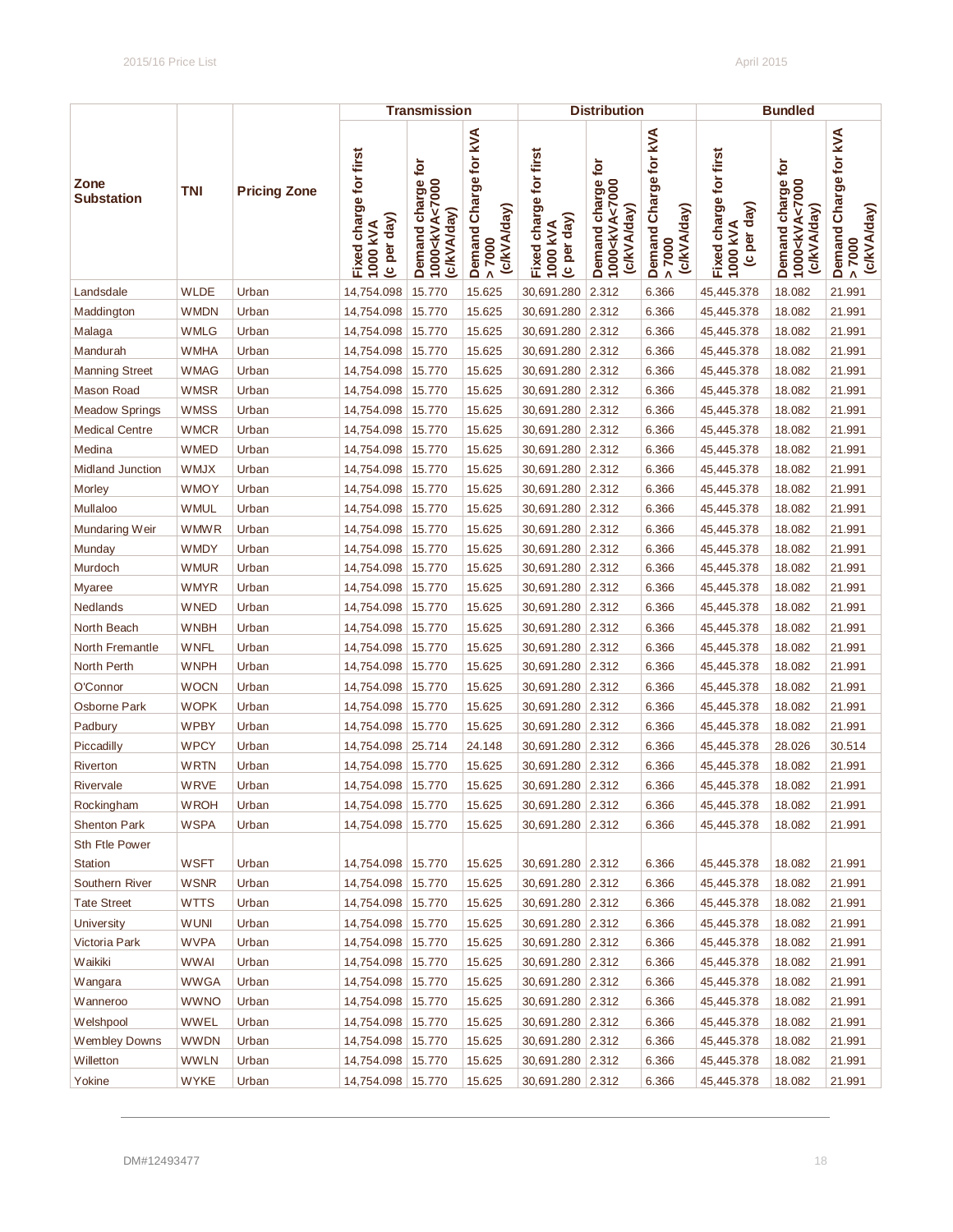| Zone Substation | TNI | Pricing Zone | Transmission | | | Distribution | | | Bundled | | |
|---|---|---|---|---|---|---|---|---|---|---|---|
| | | | Fixed charge for first 1000 kVA (c per day) | Demand charge for 1000<kVA<7000 (c/kVA/day) | Demand Charge for kVA > 7000 (c/kVA/day) | Fixed charge for first 1000 kVA (c per day) | Demand charge for 1000<kVA<7000 (c/kVA/day) | Demand Charge for kVA > 7000 (c/kVA/day) | Fixed charge for first 1000 kVA (c per day) | Demand charge for 1000<kVA<7000 (c/kVA/day) | Demand Charge for kVA > 7000 (c/kVA/day) |
| Landsdale | WLDE | Urban | 14,754.098 | 15.770 | 15.625 | 30,691.280 | 2.312 | 6.366 | 45,445.378 | 18.082 | 21.991 |
| Maddington | WMDN | Urban | 14,754.098 | 15.770 | 15.625 | 30,691.280 | 2.312 | 6.366 | 45,445.378 | 18.082 | 21.991 |
| Malaga | WMLG | Urban | 14,754.098 | 15.770 | 15.625 | 30,691.280 | 2.312 | 6.366 | 45,445.378 | 18.082 | 21.991 |
| Mandurah | WMHA | Urban | 14,754.098 | 15.770 | 15.625 | 30,691.280 | 2.312 | 6.366 | 45,445.378 | 18.082 | 21.991 |
| Manning Street | WMAG | Urban | 14,754.098 | 15.770 | 15.625 | 30,691.280 | 2.312 | 6.366 | 45,445.378 | 18.082 | 21.991 |
| Mason Road | WMSR | Urban | 14,754.098 | 15.770 | 15.625 | 30,691.280 | 2.312 | 6.366 | 45,445.378 | 18.082 | 21.991 |
| Meadow Springs | WMSS | Urban | 14,754.098 | 15.770 | 15.625 | 30,691.280 | 2.312 | 6.366 | 45,445.378 | 18.082 | 21.991 |
| Medical Centre | WMCR | Urban | 14,754.098 | 15.770 | 15.625 | 30,691.280 | 2.312 | 6.366 | 45,445.378 | 18.082 | 21.991 |
| Medina | WMED | Urban | 14,754.098 | 15.770 | 15.625 | 30,691.280 | 2.312 | 6.366 | 45,445.378 | 18.082 | 21.991 |
| Midland Junction | WMJX | Urban | 14,754.098 | 15.770 | 15.625 | 30,691.280 | 2.312 | 6.366 | 45,445.378 | 18.082 | 21.991 |
| Morley | WMOY | Urban | 14,754.098 | 15.770 | 15.625 | 30,691.280 | 2.312 | 6.366 | 45,445.378 | 18.082 | 21.991 |
| Mullaloo | WMUL | Urban | 14,754.098 | 15.770 | 15.625 | 30,691.280 | 2.312 | 6.366 | 45,445.378 | 18.082 | 21.991 |
| Mundaring Weir | WMWR | Urban | 14,754.098 | 15.770 | 15.625 | 30,691.280 | 2.312 | 6.366 | 45,445.378 | 18.082 | 21.991 |
| Munday | WMDY | Urban | 14,754.098 | 15.770 | 15.625 | 30,691.280 | 2.312 | 6.366 | 45,445.378 | 18.082 | 21.991 |
| Murdoch | WMUR | Urban | 14,754.098 | 15.770 | 15.625 | 30,691.280 | 2.312 | 6.366 | 45,445.378 | 18.082 | 21.991 |
| Myaree | WMYR | Urban | 14,754.098 | 15.770 | 15.625 | 30,691.280 | 2.312 | 6.366 | 45,445.378 | 18.082 | 21.991 |
| Nedlands | WNED | Urban | 14,754.098 | 15.770 | 15.625 | 30,691.280 | 2.312 | 6.366 | 45,445.378 | 18.082 | 21.991 |
| North Beach | WNBH | Urban | 14,754.098 | 15.770 | 15.625 | 30,691.280 | 2.312 | 6.366 | 45,445.378 | 18.082 | 21.991 |
| North Fremantle | WNFL | Urban | 14,754.098 | 15.770 | 15.625 | 30,691.280 | 2.312 | 6.366 | 45,445.378 | 18.082 | 21.991 |
| North Perth | WNPH | Urban | 14,754.098 | 15.770 | 15.625 | 30,691.280 | 2.312 | 6.366 | 45,445.378 | 18.082 | 21.991 |
| O'Connor | WOCN | Urban | 14,754.098 | 15.770 | 15.625 | 30,691.280 | 2.312 | 6.366 | 45,445.378 | 18.082 | 21.991 |
| Osborne Park | WOPK | Urban | 14,754.098 | 15.770 | 15.625 | 30,691.280 | 2.312 | 6.366 | 45,445.378 | 18.082 | 21.991 |
| Padbury | WPBY | Urban | 14,754.098 | 15.770 | 15.625 | 30,691.280 | 2.312 | 6.366 | 45,445.378 | 18.082 | 21.991 |
| Piccadilly | WPCY | Urban | 14,754.098 | 25.714 | 24.148 | 30,691.280 | 2.312 | 6.366 | 45,445.378 | 28.026 | 30.514 |
| Riverton | WRTN | Urban | 14,754.098 | 15.770 | 15.625 | 30,691.280 | 2.312 | 6.366 | 45,445.378 | 18.082 | 21.991 |
| Rivervale | WRVE | Urban | 14,754.098 | 15.770 | 15.625 | 30,691.280 | 2.312 | 6.366 | 45,445.378 | 18.082 | 21.991 |
| Rockingham | WROH | Urban | 14,754.098 | 15.770 | 15.625 | 30,691.280 | 2.312 | 6.366 | 45,445.378 | 18.082 | 21.991 |
| Shenton Park | WSPA | Urban | 14,754.098 | 15.770 | 15.625 | 30,691.280 | 2.312 | 6.366 | 45,445.378 | 18.082 | 21.991 |
| Sth Ftle Power Station | WSFT | Urban | 14,754.098 | 15.770 | 15.625 | 30,691.280 | 2.312 | 6.366 | 45,445.378 | 18.082 | 21.991 |
| Southern River | WSNR | Urban | 14,754.098 | 15.770 | 15.625 | 30,691.280 | 2.312 | 6.366 | 45,445.378 | 18.082 | 21.991 |
| Tate Street | WTTS | Urban | 14,754.098 | 15.770 | 15.625 | 30,691.280 | 2.312 | 6.366 | 45,445.378 | 18.082 | 21.991 |
| University | WUNI | Urban | 14,754.098 | 15.770 | 15.625 | 30,691.280 | 2.312 | 6.366 | 45,445.378 | 18.082 | 21.991 |
| Victoria Park | WVPA | Urban | 14,754.098 | 15.770 | 15.625 | 30,691.280 | 2.312 | 6.366 | 45,445.378 | 18.082 | 21.991 |
| Waikiki | WWAI | Urban | 14,754.098 | 15.770 | 15.625 | 30,691.280 | 2.312 | 6.366 | 45,445.378 | 18.082 | 21.991 |
| Wangara | WWGA | Urban | 14,754.098 | 15.770 | 15.625 | 30,691.280 | 2.312 | 6.366 | 45,445.378 | 18.082 | 21.991 |
| Wanneroo | WWNO | Urban | 14,754.098 | 15.770 | 15.625 | 30,691.280 | 2.312 | 6.366 | 45,445.378 | 18.082 | 21.991 |
| Welshpool | WWEL | Urban | 14,754.098 | 15.770 | 15.625 | 30,691.280 | 2.312 | 6.366 | 45,445.378 | 18.082 | 21.991 |
| Wembley Downs | WWDN | Urban | 14,754.098 | 15.770 | 15.625 | 30,691.280 | 2.312 | 6.366 | 45,445.378 | 18.082 | 21.991 |
| Willetton | WWLN | Urban | 14,754.098 | 15.770 | 15.625 | 30,691.280 | 2.312 | 6.366 | 45,445.378 | 18.082 | 21.991 |
| Yokine | WYKE | Urban | 14,754.098 | 15.770 | 15.625 | 30,691.280 | 2.312 | 6.366 | 45,445.378 | 18.082 | 21.991 |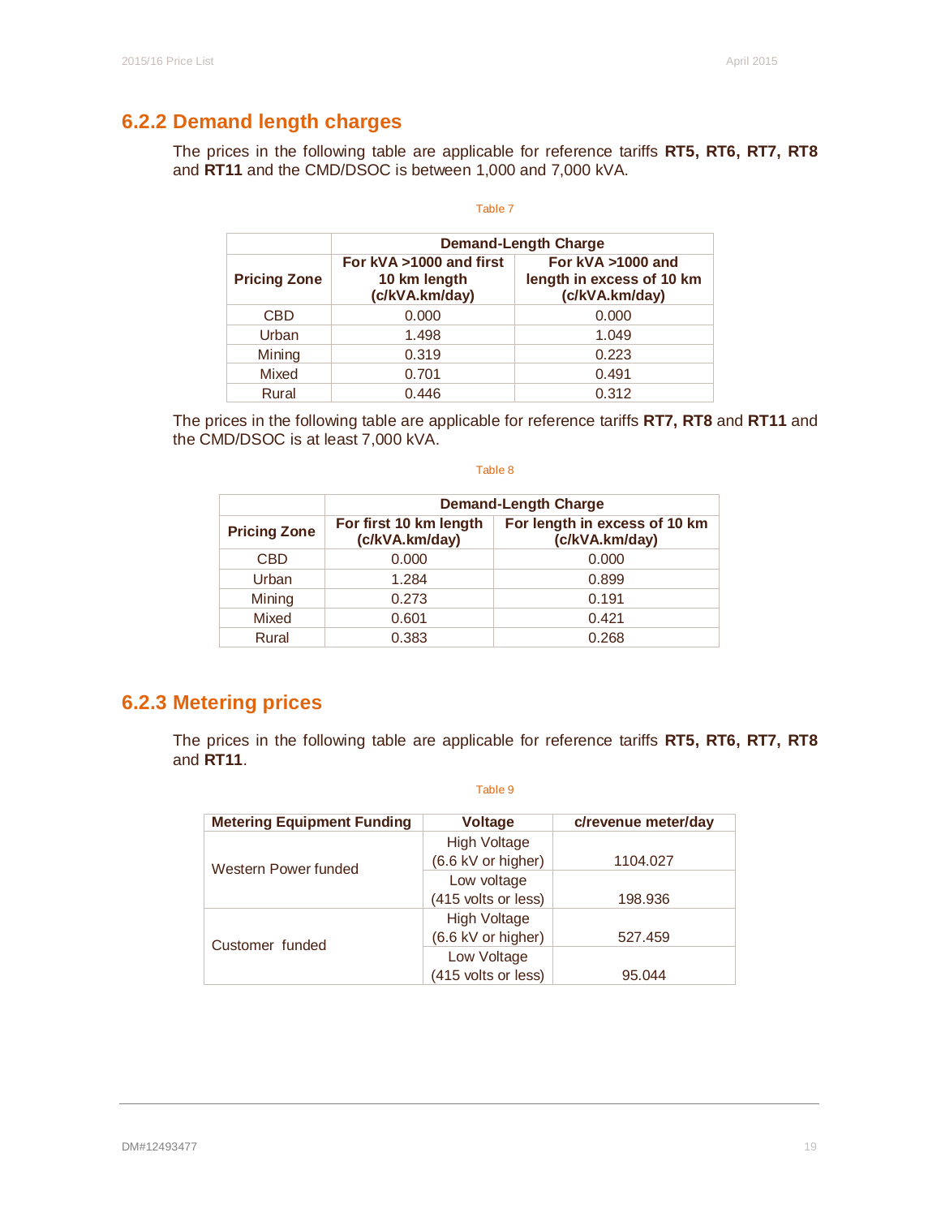## 6.2.2 Demand length charges

The prices in the following table are applicable for reference tariffs **RT5, RT6, RT7, RT8** and **RT11** and the CMD/DSOC is between 1,000 and 7,000 kVA.

Table 7

| Pricing Zone | Demand-Length Charge | |
|---|---|---|
| | For kVA >1000 and first 10 km length (c/kVA.km/day) | For kVA >1000 and length in excess of 10 km (c/kVA.km/day) |
| CBD | 0.000 | 0.000 |
| Urban | 1.498 | 1.049 |
| Mining | 0.319 | 0.223 |
| Mixed | 0.701 | 0.491 |
| Rural | 0.446 | 0.312 |

The prices in the following table are applicable for reference tariffs **RT7, RT8** and **RT11** and the CMD/DSOC is at least 7,000 kVA.

Table 8

| Pricing Zone | Demand-Length Charge | |
|---|---|---|
| | For first 10 km length (c/kVA.km/day) | For length in excess of 10 km (c/kVA.km/day) |
| CBD | 0.000 | 0.000 |
| Urban | 1.284 | 0.899 |
| Mining | 0.273 | 0.191 |
| Mixed | 0.601 | 0.421 |
| Rural | 0.383 | 0.268 |

## 6.2.3 Metering prices

The prices in the following table are applicable for reference tariffs **RT5, RT6, RT7, RT8** and **RT11**.

Table 9

| Metering Equipment Funding | Voltage | c/revenue meter/day |
|---|---|---|
| Western Power funded | High Voltage (6.6 kV or higher) | 1104.027 |
| | Low voltage (415 volts or less) | 198.936 |
| Customer funded | High Voltage (6.6 kV or higher) | 527.459 |
| | Low Voltage (415 volts or less) | 95.044 |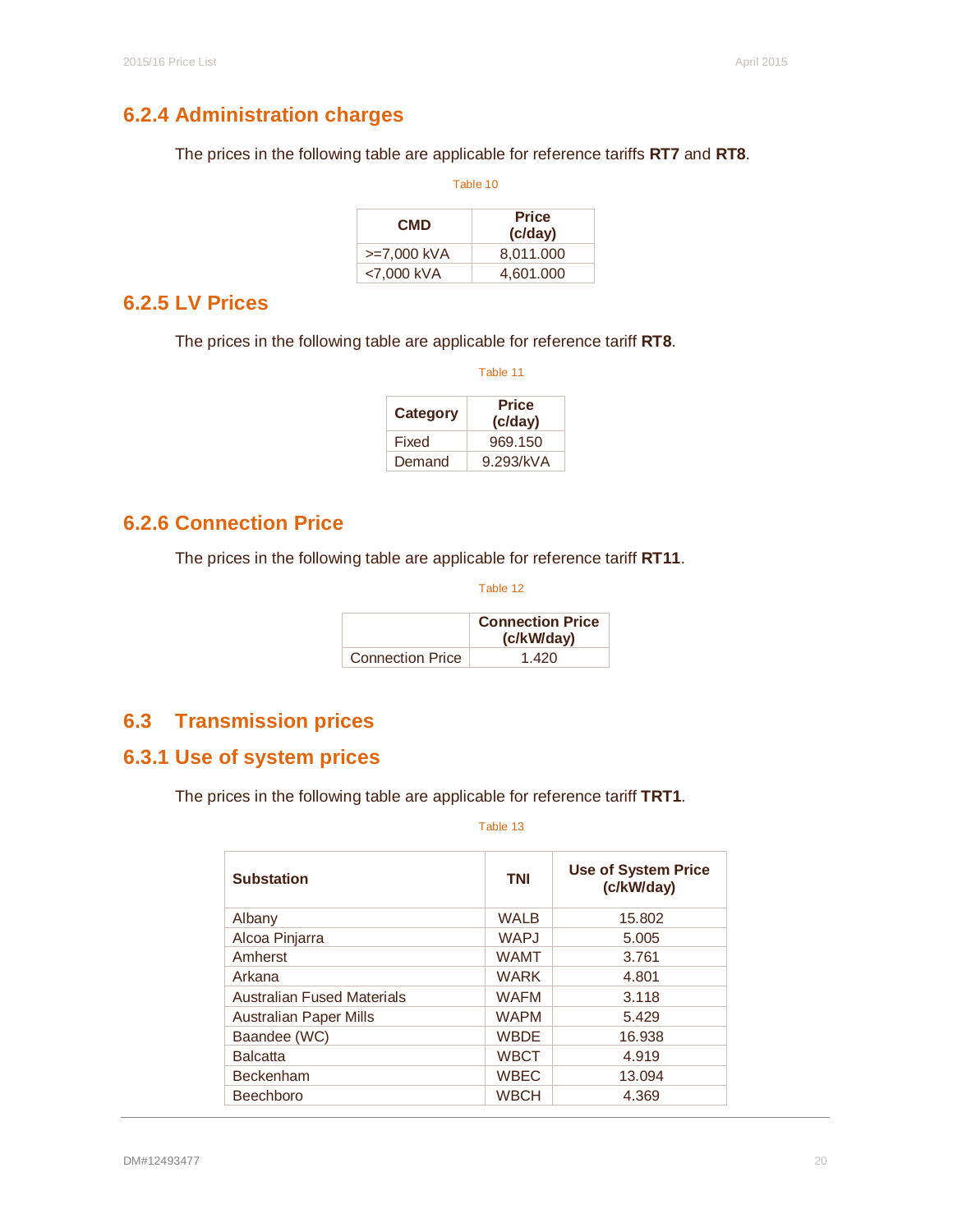### 6.2.4 Administration charges

The prices in the following table are applicable for reference tariffs **RT7** and **RT8**.

Table 10

| CMD | Price (c/day) |
|---|---|
| >=7,000 kVA | 8,011.000 |
| <7,000 kVA | 4,601.000 |

### 6.2.5 LV Prices

The prices in the following table are applicable for reference tariff **RT8**.

Table 11

| Category | Price (c/day) |
|---|---|
| Fixed | 969.150 |
| Demand | 9.293/kVA |

### 6.2.6 Connection Price

The prices in the following table are applicable for reference tariff **RT11**.

Table 12

| | Connection Price (c/kW/day) |
|---|---|
| Connection Price | 1.420 |

## 6.3 Transmission prices

### 6.3.1 Use of system prices

The prices in the following table are applicable for reference tariff **TRT1**.

Table 13

| Substation | TNI | Use of System Price (c/kW/day) |
|---|---|---|
| Albany | WALB | 15.802 |
| Alcoa Pinjarra | WAPJ | 5.005 |
| Amherst | WAMT | 3.761 |
| Arkana | WARK | 4.801 |
| Australian Fused Materials | WAFM | 3.118 |
| Australian Paper Mills | WAPM | 5.429 |
| Baandee (WC) | WBDE | 16.938 |
| Balcatta | WBCT | 4.919 |
| Beckenham | WBEC | 13.094 |
| Beechboro | WBCH | 4.369 |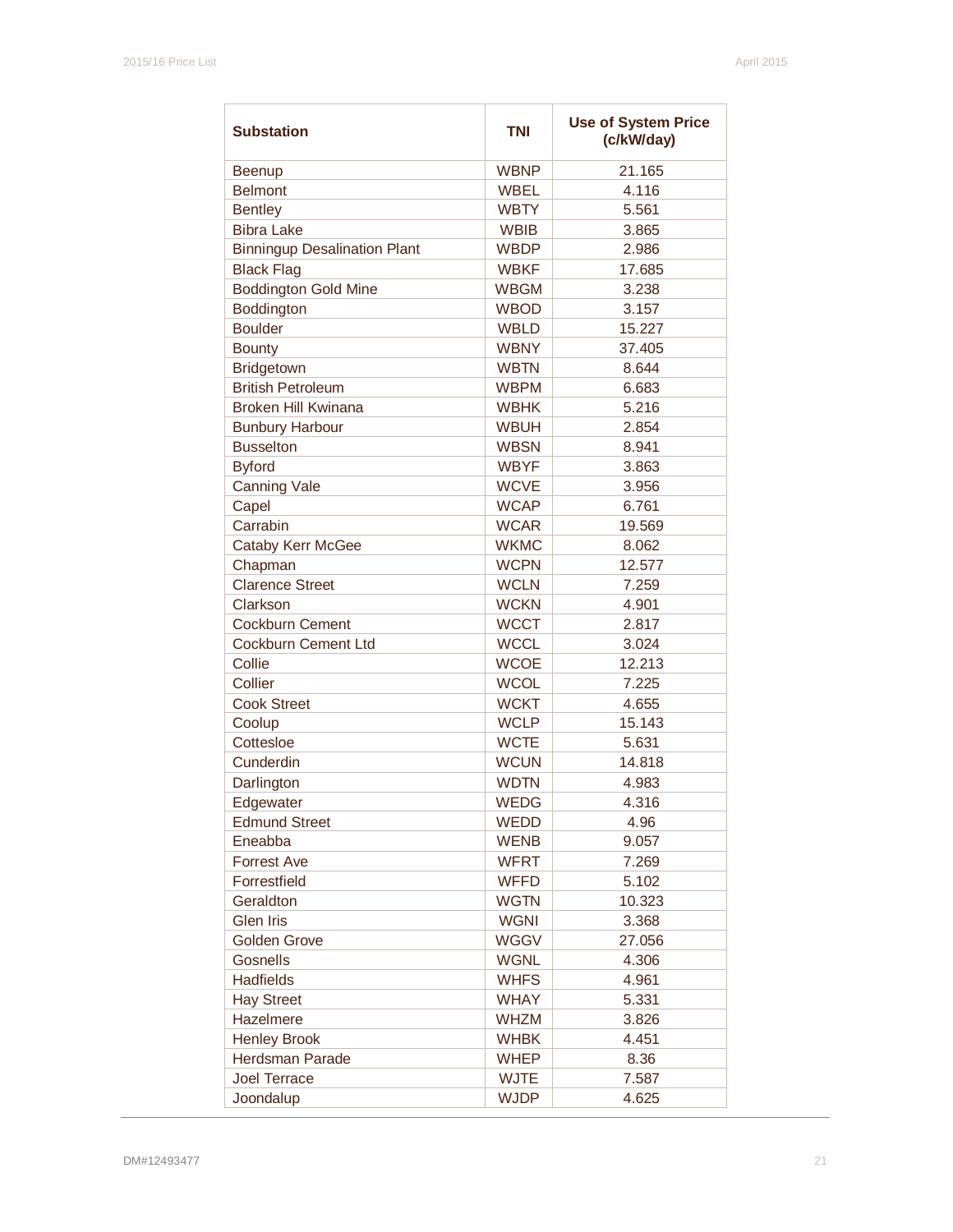| Substation | TNI | Use of System Price (c/kW/day) |
|---|---|---|
| Beenup | WBNP | 21.165 |
| Belmont | WBEL | 4.116 |
| Bentley | WBTY | 5.561 |
| Bibra Lake | WBIB | 3.865 |
| Binningup Desalination Plant | WBDP | 2.986 |
| Black Flag | WBKF | 17.685 |
| Boddington Gold Mine | WBGM | 3.238 |
| Boddington | WBOD | 3.157 |
| Boulder | WBLD | 15.227 |
| Bounty | WBNY | 37.405 |
| Bridgetown | WBTN | 8.644 |
| British Petroleum | WBPM | 6.683 |
| Broken Hill Kwinana | WBHK | 5.216 |
| Bunbury Harbour | WBUH | 2.854 |
| Busselton | WBSN | 8.941 |
| Byford | WBYF | 3.863 |
| Canning Vale | WCVE | 3.956 |
| Capel | WCAP | 6.761 |
| Carrabin | WCAR | 19.569 |
| Cataby Kerr McGee | WKMC | 8.062 |
| Chapman | WCPN | 12.577 |
| Clarence Street | WCLN | 7.259 |
| Clarkson | WCKN | 4.901 |
| Cockburn Cement | WCCT | 2.817 |
| Cockburn Cement Ltd | WCCL | 3.024 |
| Collie | WCOE | 12.213 |
| Collier | WCOL | 7.225 |
| Cook Street | WCKT | 4.655 |
| Coolup | WCLP | 15.143 |
| Cottesloe | WCTE | 5.631 |
| Cunderdin | WCUN | 14.818 |
| Darlington | WDTN | 4.983 |
| Edgewater | WEDG | 4.316 |
| Edmund Street | WEDD | 4.96 |
| Eneabba | WENB | 9.057 |
| Forrest Ave | WFRT | 7.269 |
| Forrestfield | WFFD | 5.102 |
| Geraldton | WGTN | 10.323 |
| Glen Iris | WGNI | 3.368 |
| Golden Grove | WGGV | 27.056 |
| Gosnells | WGNL | 4.306 |
| Hadfields | WHFS | 4.961 |
| Hay Street | WHAY | 5.331 |
| Hazelmere | WHZM | 3.826 |
| Henley Brook | WHBK | 4.451 |
| Herdsman Parade | WHEP | 8.36 |
| Joel Terrace | WJTE | 7.587 |
| Joondalup | WJDP | 4.625 |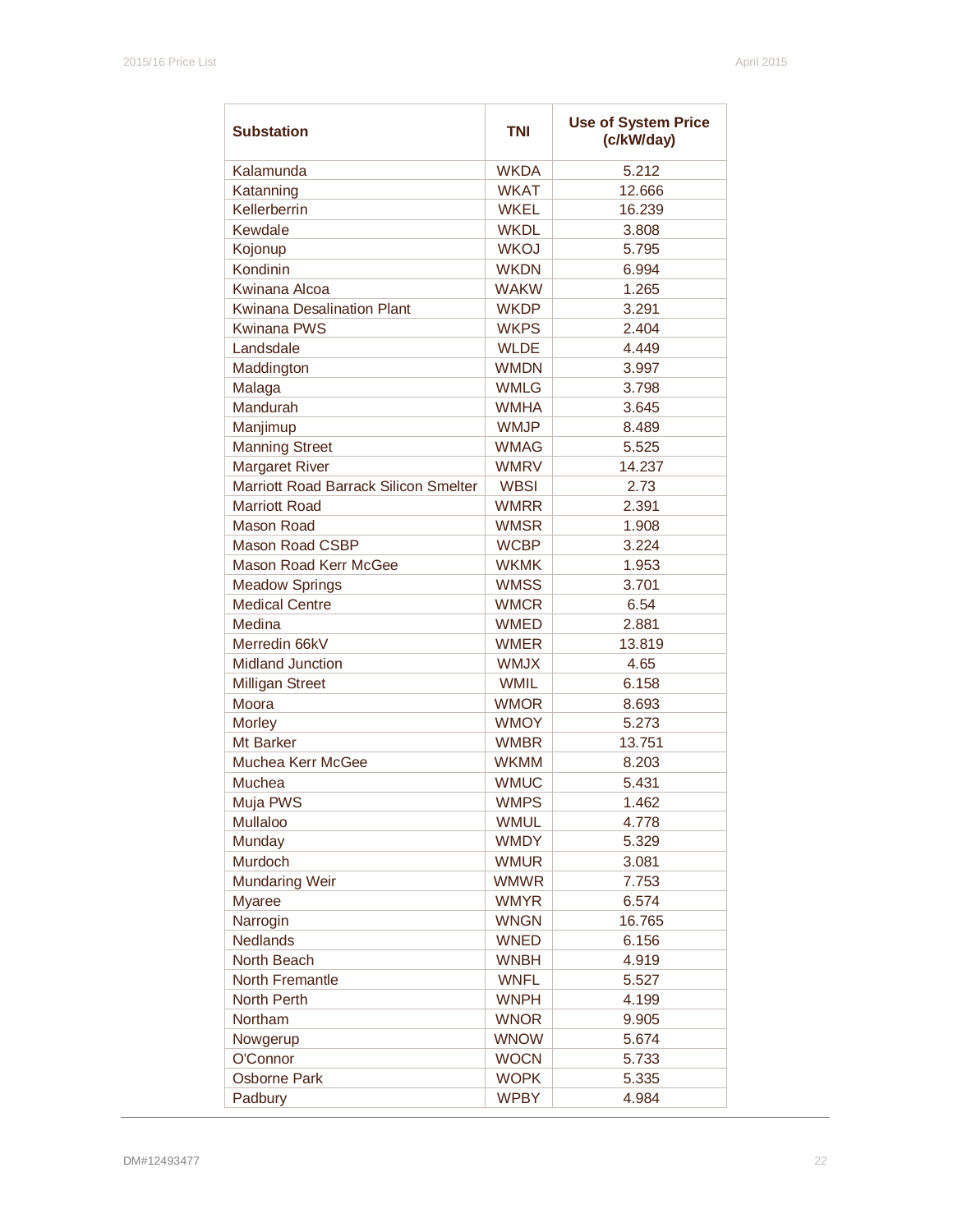| Substation | TNI | Use of System Price (c/kW/day) |
|---|---|---|
| Kalamunda | WKDA | 5.212 |
| Katanning | WKAT | 12.666 |
| Kellerberrin | WKEL | 16.239 |
| Kewdale | WKDL | 3.808 |
| Kojonup | WKOJ | 5.795 |
| Kondinin | WKDN | 6.994 |
| Kwinana Alcoa | WAKW | 1.265 |
| Kwinana Desalination Plant | WKDP | 3.291 |
| Kwinana PWS | WKPS | 2.404 |
| Landsdale | WLDE | 4.449 |
| Maddington | WMDN | 3.997 |
| Malaga | WMLG | 3.798 |
| Mandurah | WMHA | 3.645 |
| Manjimup | WMJP | 8.489 |
| Manning Street | WMAG | 5.525 |
| Margaret River | WMRV | 14.237 |
| Marriott Road Barrack Silicon Smelter | WBSI | 2.73 |
| Marriott Road | WMRR | 2.391 |
| Mason Road | WMSR | 1.908 |
| Mason Road CSBP | WCBP | 3.224 |
| Mason Road Kerr McGee | WKMK | 1.953 |
| Meadow Springs | WMSS | 3.701 |
| Medical Centre | WMCR | 6.54 |
| Medina | WMED | 2.881 |
| Merredin 66kV | WMER | 13.819 |
| Midland Junction | WMJX | 4.65 |
| Milligan Street | WMIL | 6.158 |
| Moora | WMOR | 8.693 |
| Morley | WMOY | 5.273 |
| Mt Barker | WMBR | 13.751 |
| Muchea Kerr McGee | WKMM | 8.203 |
| Muchea | WMUC | 5.431 |
| Muja PWS | WMPS | 1.462 |
| Mullaloo | WMUL | 4.778 |
| Munday | WMDY | 5.329 |
| Murdoch | WMUR | 3.081 |
| Mundaring Weir | WMWR | 7.753 |
| Myaree | WMYR | 6.574 |
| Narrogin | WNGN | 16.765 |
| Nedlands | WNED | 6.156 |
| North Beach | WNBH | 4.919 |
| North Fremantle | WNFL | 5.527 |
| North Perth | WNPH | 4.199 |
| Northam | WNOR | 9.905 |
| Nowgerup | WNOW | 5.674 |
| O'Connor | WOCN | 5.733 |
| Osborne Park | WOPK | 5.335 |
| Padbury | WPBY | 4.984 |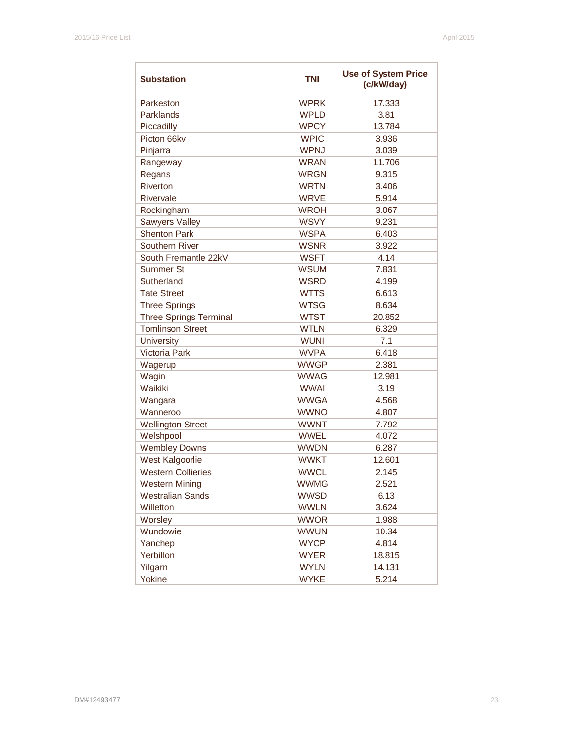| Substation | TNI | Use of System Price (c/kW/day) |
|---|---|---|
| Parkeston | WPRK | 17.333 |
| Parklands | WPLD | 3.81 |
| Piccadilly | WPCY | 13.784 |
| Picton 66kv | WPIC | 3.936 |
| Pinjarra | WPNJ | 3.039 |
| Rangeway | WRAN | 11.706 |
| Regans | WRGN | 9.315 |
| Riverton | WRTN | 3.406 |
| Rivervale | WRVE | 5.914 |
| Rockingham | WROH | 3.067 |
| Sawyers Valley | WSVY | 9.231 |
| Shenton Park | WSPA | 6.403 |
| Southern River | WSNR | 3.922 |
| South Fremantle 22kV | WSFT | 4.14 |
| Summer St | WSUM | 7.831 |
| Sutherland | WSRD | 4.199 |
| Tate Street | WTTS | 6.613 |
| Three Springs | WTSG | 8.634 |
| Three Springs Terminal | WTST | 20.852 |
| Tomlinson Street | WTLN | 6.329 |
| University | WUNI | 7.1 |
| Victoria Park | WVPA | 6.418 |
| Wagerup | WWGP | 2.381 |
| Wagin | WWAG | 12.981 |
| Waikiki | WWAI | 3.19 |
| Wangara | WWGA | 4.568 |
| Wanneroo | WWNO | 4.807 |
| Wellington Street | WWNT | 7.792 |
| Welshpool | WWEL | 4.072 |
| Wembley Downs | WWDN | 6.287 |
| West Kalgoorlie | WWKT | 12.601 |
| Western Collieries | WWCL | 2.145 |
| Western Mining | WWMG | 2.521 |
| Westralian Sands | WWSD | 6.13 |
| Willetton | WWLN | 3.624 |
| Worsley | WWOR | 1.988 |
| Wundowie | WWUN | 10.34 |
| Yanchep | WYCP | 4.814 |
| Yerbillon | WYER | 18.815 |
| Yilgarn | WYLN | 14.131 |
| Yokine | WYKE | 5.214 |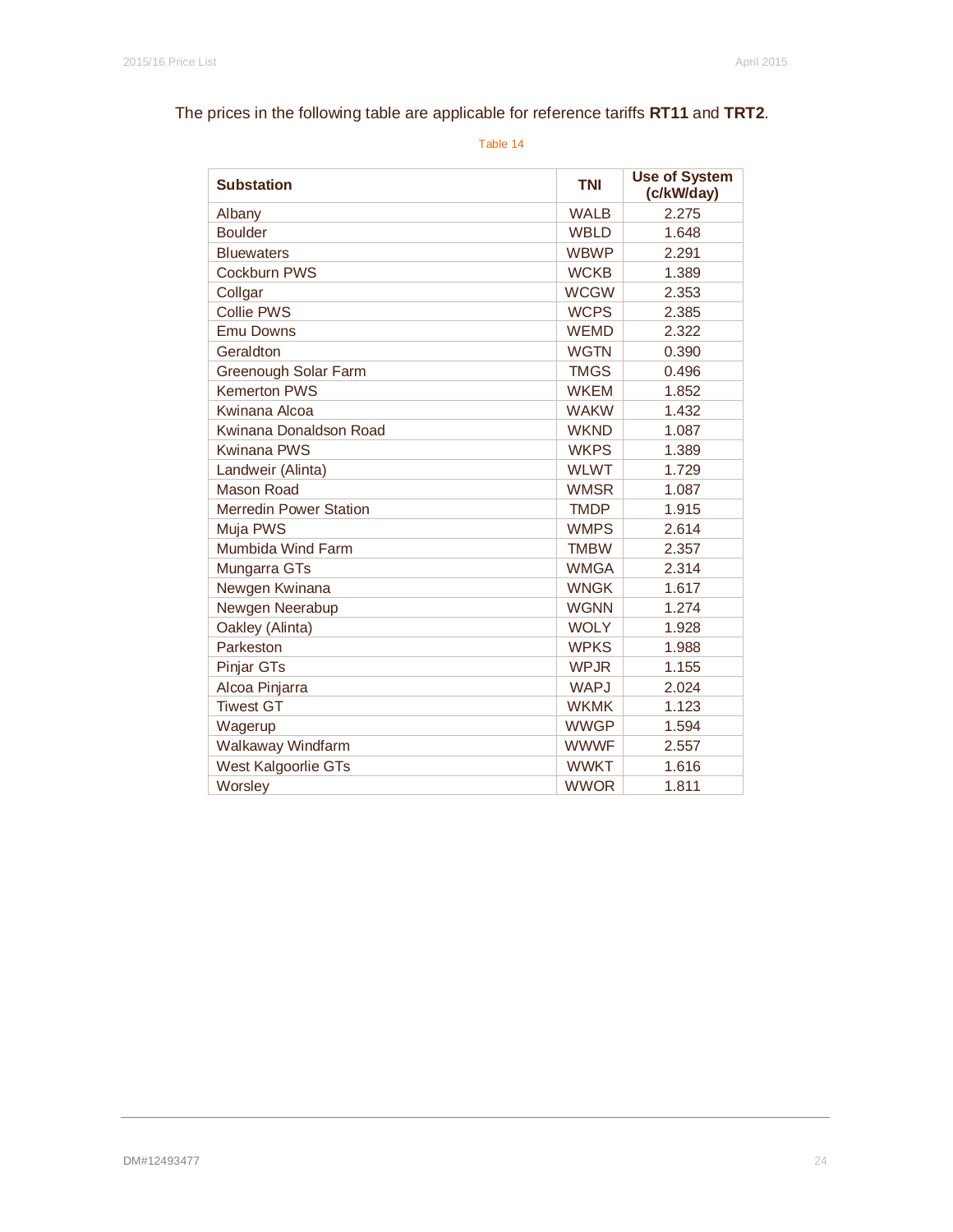The prices in the following table are applicable for reference tariffs **RT11** and **TRT2**.

Table 14

| Substation | TNI | Use of System (c/kW/day) |
|---|---|---|
| Albany | WALB | 2.275 |
| Boulder | WBLD | 1.648 |
| Bluewaters | WBWP | 2.291 |
| Cockburn PWS | WCKB | 1.389 |
| Collgar | WCGW | 2.353 |
| Collie PWS | WCPS | 2.385 |
| Emu Downs | WEMD | 2.322 |
| Geraldton | WGTN | 0.390 |
| Greenough Solar Farm | TMGS | 0.496 |
| Kemerton PWS | WKEM | 1.852 |
| Kwinana Alcoa | WAKW | 1.432 |
| Kwinana Donaldson Road | WKND | 1.087 |
| Kwinana PWS | WKPS | 1.389 |
| Landweir (Alinta) | WLWT | 1.729 |
| Mason Road | WMSR | 1.087 |
| Merredin Power Station | TMDP | 1.915 |
| Muja PWS | WMPS | 2.614 |
| Mumbida Wind Farm | TMBW | 2.357 |
| Mungarra GTs | WMGA | 2.314 |
| Newgen Kwinana | WNGK | 1.617 |
| Newgen Neerabup | WGNN | 1.274 |
| Oakley (Alinta) | WOLY | 1.928 |
| Parkeston | WPKS | 1.988 |
| Pinjar GTs | WPJR | 1.155 |
| Alcoa Pinjarra | WAPJ | 2.024 |
| Tiwest GT | WKMK | 1.123 |
| Wagerup | WWGP | 1.594 |
| Walkaway Windfarm | WWWF | 2.557 |
| West Kalgoorlie GTs | WWKT | 1.616 |
| Worsley | WWOR | 1.811 |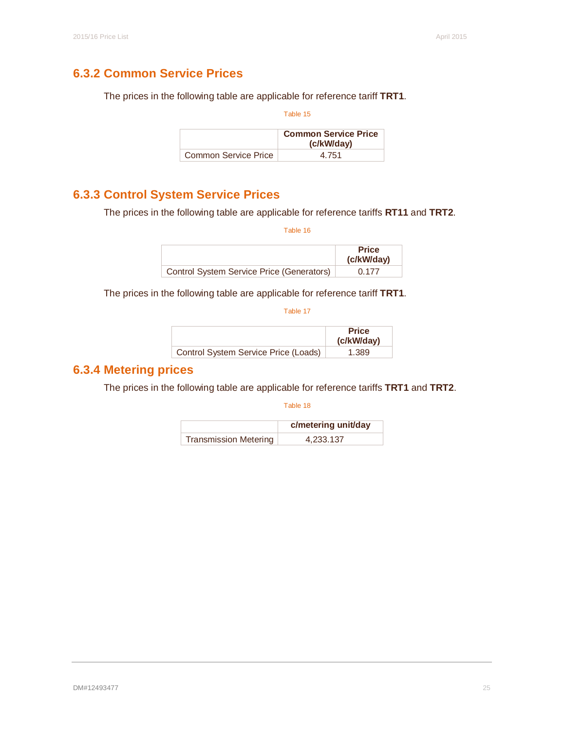### 6.3.2 Common Service Prices

The prices in the following table are applicable for reference tariff **TRT1**.

Table 15

| | Common Service Price (c/kW/day) |
|---|---|
| Common Service Price | 4.751 |

### 6.3.3 Control System Service Prices

The prices in the following table are applicable for reference tariffs **RT11** and **TRT2**.

Table 16

| | Price (c/kW/day) |
|---|---|
| Control System Service Price (Generators) | 0.177 |

The prices in the following table are applicable for reference tariff **TRT1**.

Table 17

| | Price (c/kW/day) |
|---|---|
| Control System Service Price (Loads) | 1.389 |

### 6.3.4 Metering prices

The prices in the following table are applicable for reference tariffs **TRT1** and **TRT2**.

Table 18

| | c/metering unit/day |
|---|---|
| Transmission Metering | 4,233.137 |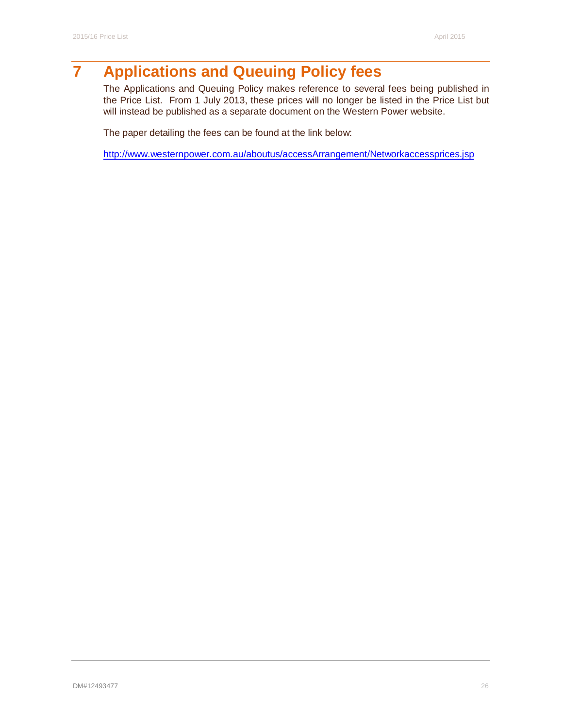# 7 Applications and Queuing Policy fees

The Applications and Queuing Policy makes reference to several fees being published in the Price List. From 1 July 2013, these prices will no longer be listed in the Price List but will instead be published as a separate document on the Western Power website.

The paper detailing the fees can be found at the link below:

http://www.westernpower.com.au/aboutus/accessArrangement/Networkaccessprices.jsp